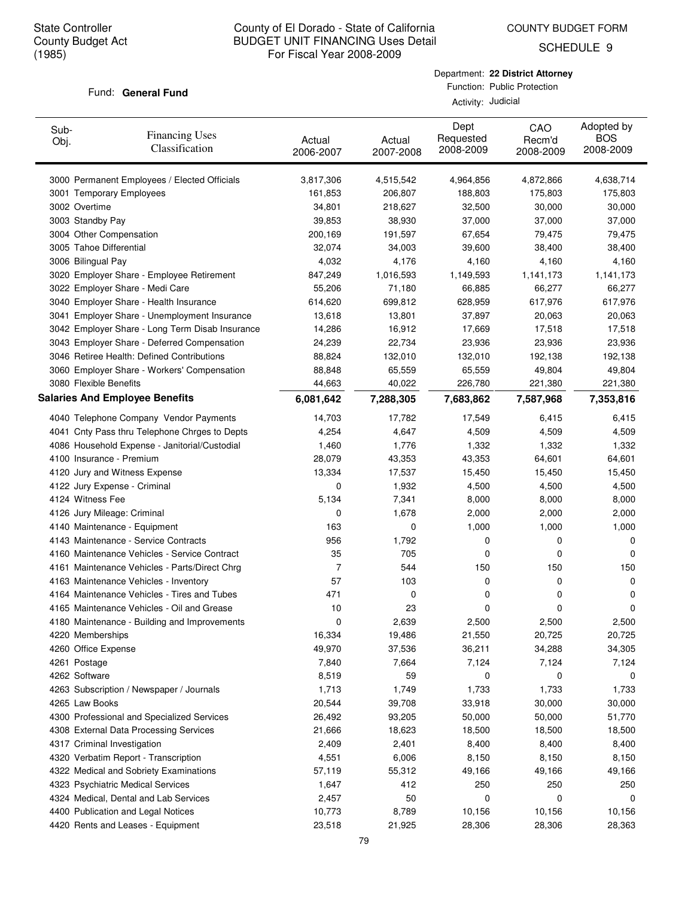State Controller
County Budget Act
(1985)

# County of El Dorado - State of California
## BUDGET UNIT FINANCING Uses Detail
### For Fiscal Year 2008-2009

COUNTY BUDGET FORM
SCHEDULE 9

Fund: **General Fund**

Department: **22 District Attorney**
Function: Public Protection
Activity: Judicial

| Sub-Obj. | Financing Uses Classification | Actual 2006-2007 | Actual 2007-2008 | Dept Requested 2008-2009 | CAO Recm'd 2008-2009 | Adopted by BOS 2008-2009 |
|---|---|---|---|---|---|---|
| 3000 | Permanent Employees / Elected Officials | 3,817,306 | 4,515,542 | 4,964,856 | 4,872,866 | 4,638,714 |
| 3001 | Temporary Employees | 161,853 | 206,807 | 188,803 | 175,803 | 175,803 |
| 3002 | Overtime | 34,801 | 218,627 | 32,500 | 30,000 | 30,000 |
| 3003 | Standby Pay | 39,853 | 38,930 | 37,000 | 37,000 | 37,000 |
| 3004 | Other Compensation | 200,169 | 191,597 | 67,654 | 79,475 | 79,475 |
| 3005 | Tahoe Differential | 32,074 | 34,003 | 39,600 | 38,400 | 38,400 |
| 3006 | Bilingual Pay | 4,032 | 4,176 | 4,160 | 4,160 | 4,160 |
| 3020 | Employer Share - Employee Retirement | 847,249 | 1,016,593 | 1,149,593 | 1,141,173 | 1,141,173 |
| 3022 | Employer Share - Medi Care | 55,206 | 71,180 | 66,885 | 66,277 | 66,277 |
| 3040 | Employer Share - Health Insurance | 614,620 | 699,812 | 628,959 | 617,976 | 617,976 |
| 3041 | Employer Share - Unemployment Insurance | 13,618 | 13,801 | 37,897 | 20,063 | 20,063 |
| 3042 | Employer Share - Long Term Disab Insurance | 14,286 | 16,912 | 17,669 | 17,518 | 17,518 |
| 3043 | Employer Share - Deferred Compensation | 24,239 | 22,734 | 23,936 | 23,936 | 23,936 |
| 3046 | Retiree Health: Defined Contributions | 88,824 | 132,010 | 132,010 | 192,138 | 192,138 |
| 3060 | Employer Share - Workers' Compensation | 88,848 | 65,559 | 65,559 | 49,804 | 49,804 |
| 3080 | Flexible Benefits | 44,663 | 40,022 | 226,780 | 221,380 | 221,380 |
| **Salaries And Employee Benefits** | | **6,081,642** | **7,288,305** | **7,683,862** | **7,587,968** | **7,353,816** |
| 4040 | Telephone Company Vendor Payments | 14,703 | 17,782 | 17,549 | 6,415 | 6,415 |
| 4041 | Cnty Pass thru Telephone Chrges to Depts | 4,254 | 4,647 | 4,509 | 4,509 | 4,509 |
| 4086 | Household Expense - Janitorial/Custodial | 1,460 | 1,776 | 1,332 | 1,332 | 1,332 |
| 4100 | Insurance - Premium | 28,079 | 43,353 | 43,353 | 64,601 | 64,601 |
| 4120 | Jury and Witness Expense | 13,334 | 17,537 | 15,450 | 15,450 | 15,450 |
| 4122 | Jury Expense - Criminal | 0 | 1,932 | 4,500 | 4,500 | 4,500 |
| 4124 | Witness Fee | 5,134 | 7,341 | 8,000 | 8,000 | 8,000 |
| 4126 | Jury Mileage: Criminal | 0 | 1,678 | 2,000 | 2,000 | 2,000 |
| 4140 | Maintenance - Equipment | 163 | 0 | 1,000 | 1,000 | 1,000 |
| 4143 | Maintenance - Service Contracts | 956 | 1,792 | 0 | 0 | 0 |
| 4160 | Maintenance Vehicles - Service Contract | 35 | 705 | 0 | 0 | 0 |
| 4161 | Maintenance Vehicles - Parts/Direct Chrg | 7 | 544 | 150 | 150 | 150 |
| 4163 | Maintenance Vehicles - Inventory | 57 | 103 | 0 | 0 | 0 |
| 4164 | Maintenance Vehicles - Tires and Tubes | 471 | 0 | 0 | 0 | 0 |
| 4165 | Maintenance Vehicles - Oil and Grease | 10 | 23 | 0 | 0 | 0 |
| 4180 | Maintenance - Building and Improvements | 0 | 2,639 | 2,500 | 2,500 | 2,500 |
| 4220 | Memberships | 16,334 | 19,486 | 21,550 | 20,725 | 20,725 |
| 4260 | Office Expense | 49,970 | 37,536 | 36,211 | 34,288 | 34,305 |
| 4261 | Postage | 7,840 | 7,664 | 7,124 | 7,124 | 7,124 |
| 4262 | Software | 8,519 | 59 | 0 | 0 | 0 |
| 4263 | Subscription / Newspaper / Journals | 1,713 | 1,749 | 1,733 | 1,733 | 1,733 |
| 4265 | Law Books | 20,544 | 39,708 | 33,918 | 30,000 | 30,000 |
| 4300 | Professional and Specialized Services | 26,492 | 93,205 | 50,000 | 50,000 | 51,770 |
| 4308 | External Data Processing Services | 21,666 | 18,623 | 18,500 | 18,500 | 18,500 |
| 4317 | Criminal Investigation | 2,409 | 2,401 | 8,400 | 8,400 | 8,400 |
| 4320 | Verbatim Report - Transcription | 4,551 | 6,006 | 8,150 | 8,150 | 8,150 |
| 4322 | Medical and Sobriety Examinations | 57,119 | 55,312 | 49,166 | 49,166 | 49,166 |
| 4323 | Psychiatric Medical Services | 1,647 | 412 | 250 | 250 | 250 |
| 4324 | Medical, Dental and Lab Services | 2,457 | 50 | 0 | 0 | 0 |
| 4400 | Publication and Legal Notices | 10,773 | 8,789 | 10,156 | 10,156 | 10,156 |
| 4420 | Rents and Leases - Equipment | 23,518 | 21,925 | 28,306 | 28,306 | 28,363 |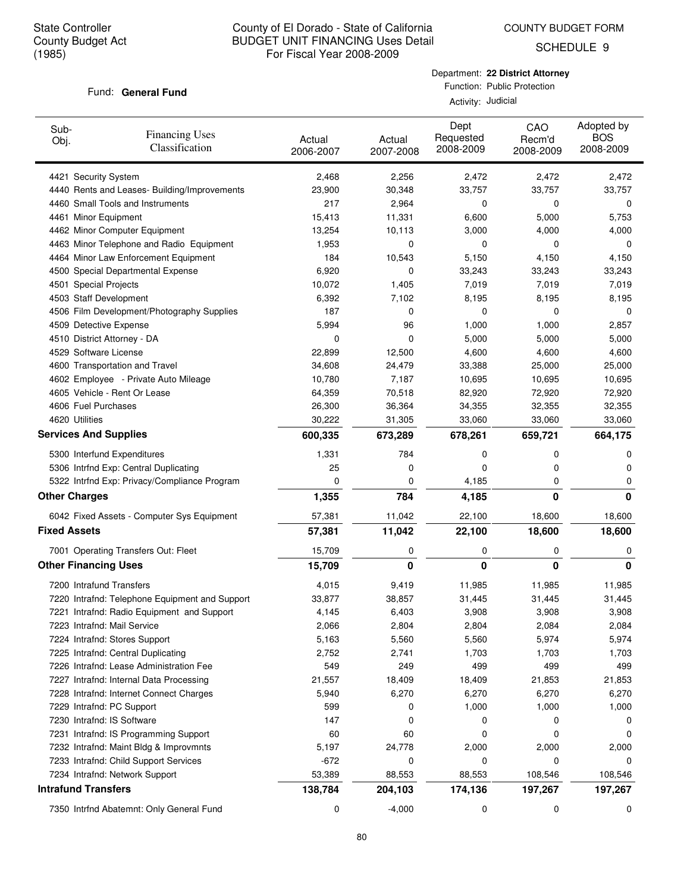State Controller
County Budget Act
(1985)

# County of El Dorado - State of California
## BUDGET UNIT FINANCING Uses Detail
For Fiscal Year 2008-2009

COUNTY BUDGET FORM
SCHEDULE 9

Fund: **General Fund**

Department: **22 District Attorney**
Function: Public Protection
Activity: Judicial

| Sub-Obj. | Financing Uses Classification | Actual 2006-2007 | Actual 2007-2008 | Dept Requested 2008-2009 | CAO Recm'd 2008-2009 | Adopted by BOS 2008-2009 |
|---|---|---|---|---|---|---|
| 4421 | Security System | 2,468 | 2,256 | 2,472 | 2,472 | 2,472 |
| 4440 | Rents and Leases- Building/Improvements | 23,900 | 30,348 | 33,757 | 33,757 | 33,757 |
| 4460 | Small Tools and Instruments | 217 | 2,964 | 0 | 0 | 0 |
| 4461 | Minor Equipment | 15,413 | 11,331 | 6,600 | 5,000 | 5,753 |
| 4462 | Minor Computer Equipment | 13,254 | 10,113 | 3,000 | 4,000 | 4,000 |
| 4463 | Minor Telephone and Radio Equipment | 1,953 | 0 | 0 | 0 | 0 |
| 4464 | Minor Law Enforcement Equipment | 184 | 10,543 | 5,150 | 4,150 | 4,150 |
| 4500 | Special Departmental Expense | 6,920 | 0 | 33,243 | 33,243 | 33,243 |
| 4501 | Special Projects | 10,072 | 1,405 | 7,019 | 7,019 | 7,019 |
| 4503 | Staff Development | 6,392 | 7,102 | 8,195 | 8,195 | 8,195 |
| 4506 | Film Development/Photography Supplies | 187 | 0 | 0 | 0 | 0 |
| 4509 | Detective Expense | 5,994 | 96 | 1,000 | 1,000 | 2,857 |
| 4510 | District Attorney - DA | 0 | 0 | 5,000 | 5,000 | 5,000 |
| 4529 | Software License | 22,899 | 12,500 | 4,600 | 4,600 | 4,600 |
| 4600 | Transportation and Travel | 34,608 | 24,479 | 33,388 | 25,000 | 25,000 |
| 4602 | Employee - Private Auto Mileage | 10,780 | 7,187 | 10,695 | 10,695 | 10,695 |
| 4605 | Vehicle - Rent Or Lease | 64,359 | 70,518 | 82,920 | 72,920 | 72,920 |
| 4606 | Fuel Purchases | 26,300 | 36,364 | 34,355 | 32,355 | 32,355 |
| 4620 | Utilities | 30,222 | 31,305 | 33,060 | 33,060 | 33,060 |
| **Services And Supplies** | | **600,335** | **673,289** | **678,261** | **659,721** | **664,175** |
| 5300 | Interfund Expenditures | 1,331 | 784 | 0 | 0 | 0 |
| 5306 | Intrfnd Exp: Central Duplicating | 25 | 0 | 0 | 0 | 0 |
| 5322 | Intrfnd Exp: Privacy/Compliance Program | 0 | 0 | 4,185 | 0 | 0 |
| **Other Charges** | | **1,355** | **784** | **4,185** | **0** | **0** |
| 6042 | Fixed Assets - Computer Sys Equipment | 57,381 | 11,042 | 22,100 | 18,600 | 18,600 |
| **Fixed Assets** | | **57,381** | **11,042** | **22,100** | **18,600** | **18,600** |
| 7001 | Operating Transfers Out: Fleet | 15,709 | 0 | 0 | 0 | 0 |
| **Other Financing Uses** | | **15,709** | **0** | **0** | **0** | **0** |
| 7200 | Intrafund Transfers | 4,015 | 9,419 | 11,985 | 11,985 | 11,985 |
| 7220 | Intrafnd: Telephone Equipment and Support | 33,877 | 38,857 | 31,445 | 31,445 | 31,445 |
| 7221 | Intrafnd: Radio Equipment and Support | 4,145 | 6,403 | 3,908 | 3,908 | 3,908 |
| 7223 | Intrafnd: Mail Service | 2,066 | 2,804 | 2,804 | 2,084 | 2,084 |
| 7224 | Intrafnd: Stores Support | 5,163 | 5,560 | 5,560 | 5,974 | 5,974 |
| 7225 | Intrafnd: Central Duplicating | 2,752 | 2,741 | 1,703 | 1,703 | 1,703 |
| 7226 | Intrafnd: Lease Administration Fee | 549 | 249 | 499 | 499 | 499 |
| 7227 | Intrafnd: Internal Data Processing | 21,557 | 18,409 | 18,409 | 21,853 | 21,853 |
| 7228 | Intrafnd: Internet Connect Charges | 5,940 | 6,270 | 6,270 | 6,270 | 6,270 |
| 7229 | Intrafnd: PC Support | 599 | 0 | 1,000 | 1,000 | 1,000 |
| 7230 | Intrafnd: IS Software | 147 | 0 | 0 | 0 | 0 |
| 7231 | Intrafnd: IS Programming Support | 60 | 60 | 0 | 0 | 0 |
| 7232 | Intrafnd: Maint Bldg & Improvmnts | 5,197 | 24,778 | 2,000 | 2,000 | 2,000 |
| 7233 | Intrafnd: Child Support Services | -672 | 0 | 0 | 0 | 0 |
| 7234 | Intrafnd: Network Support | 53,389 | 88,553 | 88,553 | 108,546 | 108,546 |
| **Intrafund Transfers** | | **138,784** | **204,103** | **174,136** | **197,267** | **197,267** |
| 7350 | Intrfnd Abatemnt: Only General Fund | 0 | -4,000 | 0 | 0 | 0 |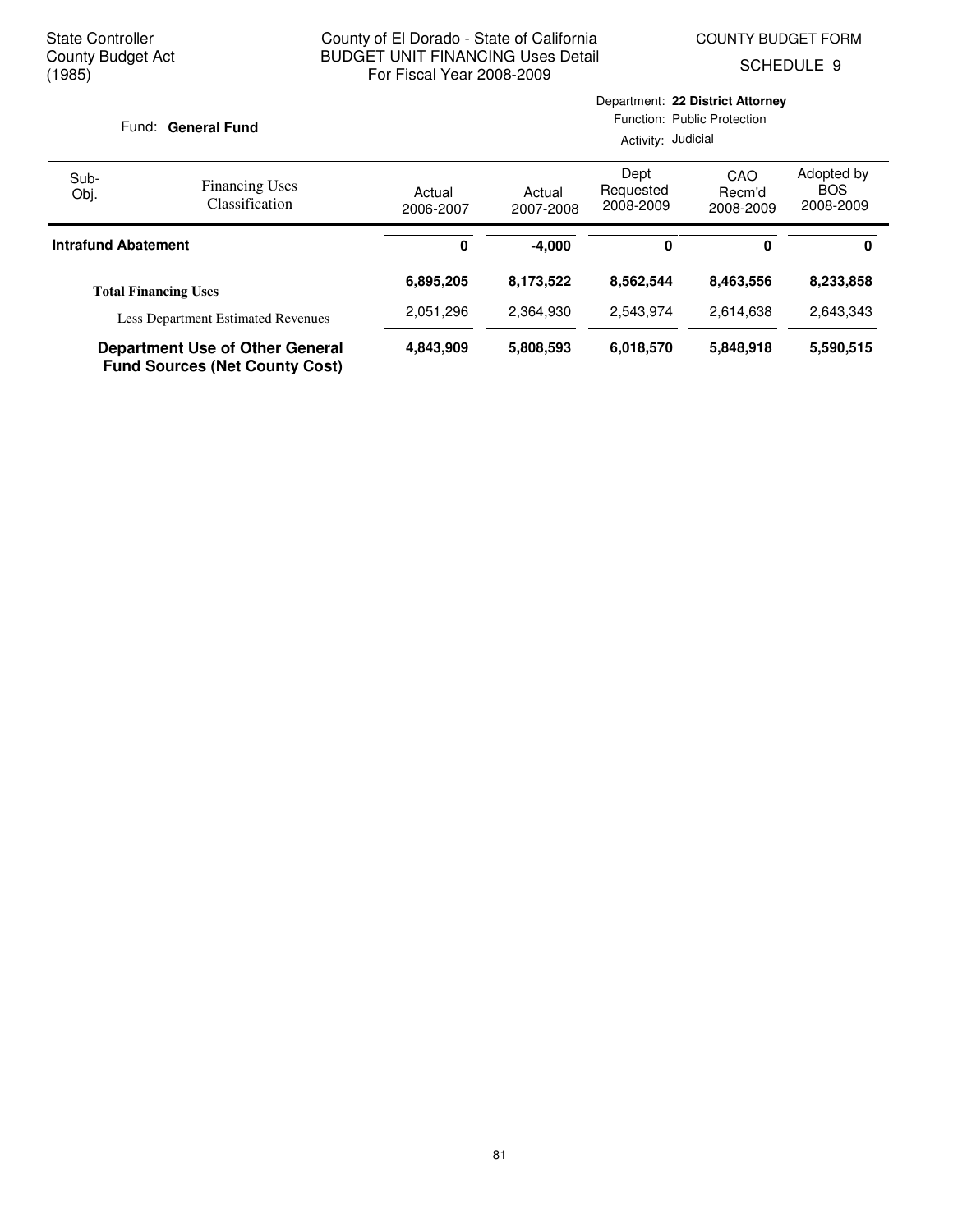State Controller
County Budget Act
(1985)

County of El Dorado - State of California
BUDGET UNIT FINANCING Uses Detail
For Fiscal Year 2008-2009

COUNTY BUDGET FORM
SCHEDULE 9

Fund: **General Fund**

Department: **22 District Attorney**
Function: Public Protection
Activity: Judicial

| Sub-Obj. | Financing Uses Classification | Actual 2006-2007 | Actual 2007-2008 | Dept Requested 2008-2009 | CAO Recm'd 2008-2009 | Adopted by BOS 2008-2009 |
|---|---|---|---|---|---|---|
| **Intrafund Abatement** | | **0** | **-4,000** | **0** | **0** | **0** |
| | **Total Financing Uses** | **6,895,205** | **8,173,522** | **8,562,544** | **8,463,556** | **8,233,858** |
| | Less Department Estimated Revenues | 2,051,296 | 2,364,930 | 2,543,974 | 2,614,638 | 2,643,343 |
| | **Department Use of Other General Fund Sources (Net County Cost)** | **4,843,909** | **5,808,593** | **6,018,570** | **5,848,918** | **5,590,515** |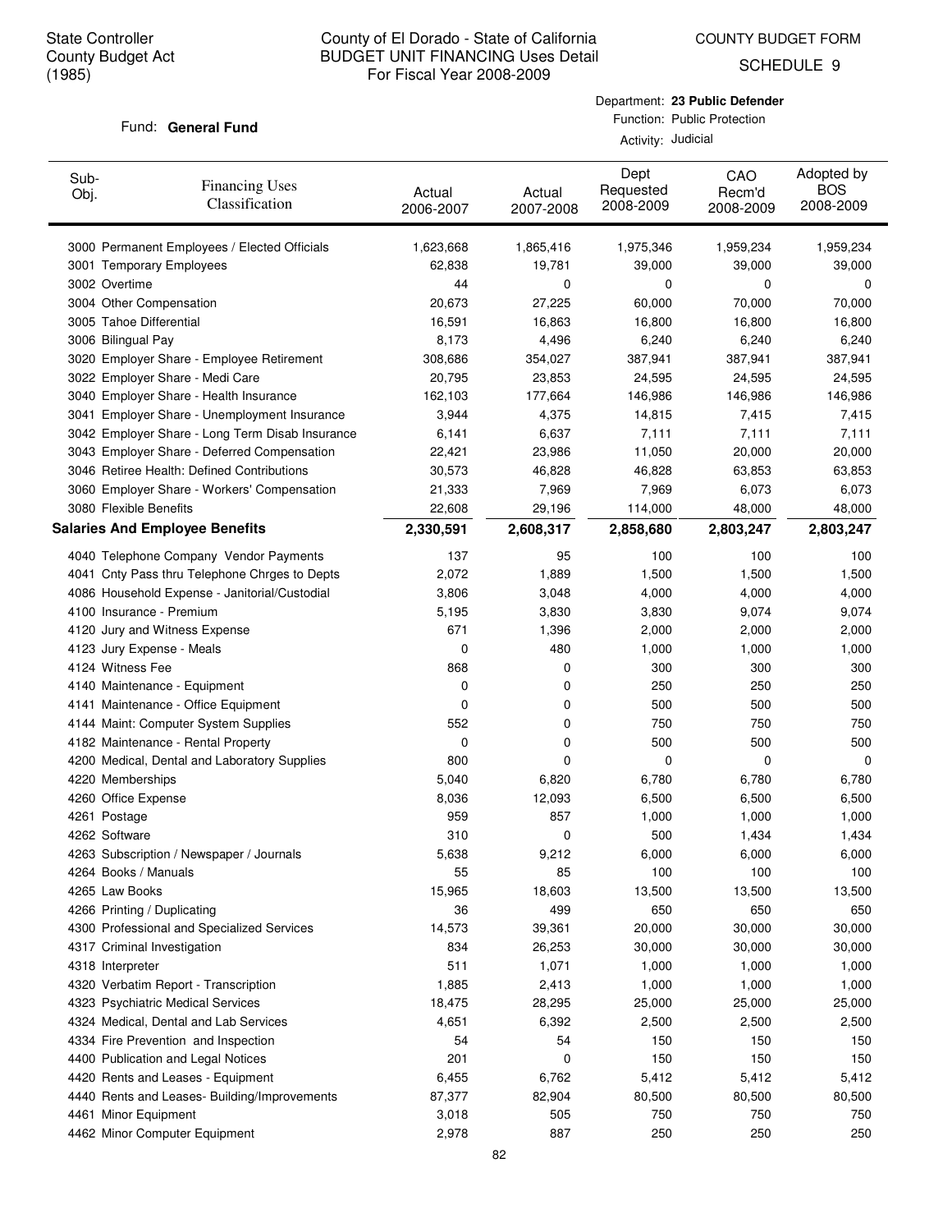State Controller
County Budget Act
(1985)

# County of El Dorado - State of California
## BUDGET UNIT FINANCING Uses Detail
### For Fiscal Year 2008-2009

COUNTY BUDGET FORM
SCHEDULE 9

Fund: **General Fund**

Department: **23 Public Defender**
Function: Public Protection
Activity: Judicial

| Sub-Obj. | Financing Uses Classification | Actual 2006-2007 | Actual 2007-2008 | Dept Requested 2008-2009 | CAO Recm'd 2008-2009 | Adopted by BOS 2008-2009 |
|---|---|---|---|---|---|---|
| 3000 | Permanent Employees / Elected Officials | 1,623,668 | 1,865,416 | 1,975,346 | 1,959,234 | 1,959,234 |
| 3001 | Temporary Employees | 62,838 | 19,781 | 39,000 | 39,000 | 39,000 |
| 3002 | Overtime | 44 | 0 | 0 | 0 | 0 |
| 3004 | Other Compensation | 20,673 | 27,225 | 60,000 | 70,000 | 70,000 |
| 3005 | Tahoe Differential | 16,591 | 16,863 | 16,800 | 16,800 | 16,800 |
| 3006 | Bilingual Pay | 8,173 | 4,496 | 6,240 | 6,240 | 6,240 |
| 3020 | Employer Share - Employee Retirement | 308,686 | 354,027 | 387,941 | 387,941 | 387,941 |
| 3022 | Employer Share - Medi Care | 20,795 | 23,853 | 24,595 | 24,595 | 24,595 |
| 3040 | Employer Share - Health Insurance | 162,103 | 177,664 | 146,986 | 146,986 | 146,986 |
| 3041 | Employer Share - Unemployment Insurance | 3,944 | 4,375 | 14,815 | 7,415 | 7,415 |
| 3042 | Employer Share - Long Term Disab Insurance | 6,141 | 6,637 | 7,111 | 7,111 | 7,111 |
| 3043 | Employer Share - Deferred Compensation | 22,421 | 23,986 | 11,050 | 20,000 | 20,000 |
| 3046 | Retiree Health: Defined Contributions | 30,573 | 46,828 | 46,828 | 63,853 | 63,853 |
| 3060 | Employer Share - Workers' Compensation | 21,333 | 7,969 | 7,969 | 6,073 | 6,073 |
| 3080 | Flexible Benefits | 22,608 | 29,196 | 114,000 | 48,000 | 48,000 |
| **Salaries And Employee Benefits** | | **2,330,591** | **2,608,317** | **2,858,680** | **2,803,247** | **2,803,247** |
| 4040 | Telephone Company Vendor Payments | 137 | 95 | 100 | 100 | 100 |
| 4041 | Cnty Pass thru Telephone Chrges to Depts | 2,072 | 1,889 | 1,500 | 1,500 | 1,500 |
| 4086 | Household Expense - Janitorial/Custodial | 3,806 | 3,048 | 4,000 | 4,000 | 4,000 |
| 4100 | Insurance - Premium | 5,195 | 3,830 | 3,830 | 9,074 | 9,074 |
| 4120 | Jury and Witness Expense | 671 | 1,396 | 2,000 | 2,000 | 2,000 |
| 4123 | Jury Expense - Meals | 0 | 480 | 1,000 | 1,000 | 1,000 |
| 4124 | Witness Fee | 868 | 0 | 300 | 300 | 300 |
| 4140 | Maintenance - Equipment | 0 | 0 | 250 | 250 | 250 |
| 4141 | Maintenance - Office Equipment | 0 | 0 | 500 | 500 | 500 |
| 4144 | Maint: Computer System Supplies | 552 | 0 | 750 | 750 | 750 |
| 4182 | Maintenance - Rental Property | 0 | 0 | 500 | 500 | 500 |
| 4200 | Medical, Dental and Laboratory Supplies | 800 | 0 | 0 | 0 | 0 |
| 4220 | Memberships | 5,040 | 6,820 | 6,780 | 6,780 | 6,780 |
| 4260 | Office Expense | 8,036 | 12,093 | 6,500 | 6,500 | 6,500 |
| 4261 | Postage | 959 | 857 | 1,000 | 1,000 | 1,000 |
| 4262 | Software | 310 | 0 | 500 | 1,434 | 1,434 |
| 4263 | Subscription / Newspaper / Journals | 5,638 | 9,212 | 6,000 | 6,000 | 6,000 |
| 4264 | Books / Manuals | 55 | 85 | 100 | 100 | 100 |
| 4265 | Law Books | 15,965 | 18,603 | 13,500 | 13,500 | 13,500 |
| 4266 | Printing / Duplicating | 36 | 499 | 650 | 650 | 650 |
| 4300 | Professional and Specialized Services | 14,573 | 39,361 | 20,000 | 30,000 | 30,000 |
| 4317 | Criminal Investigation | 834 | 26,253 | 30,000 | 30,000 | 30,000 |
| 4318 | Interpreter | 511 | 1,071 | 1,000 | 1,000 | 1,000 |
| 4320 | Verbatim Report - Transcription | 1,885 | 2,413 | 1,000 | 1,000 | 1,000 |
| 4323 | Psychiatric Medical Services | 18,475 | 28,295 | 25,000 | 25,000 | 25,000 |
| 4324 | Medical, Dental and Lab Services | 4,651 | 6,392 | 2,500 | 2,500 | 2,500 |
| 4334 | Fire Prevention and Inspection | 54 | 54 | 150 | 150 | 150 |
| 4400 | Publication and Legal Notices | 201 | 0 | 150 | 150 | 150 |
| 4420 | Rents and Leases - Equipment | 6,455 | 6,762 | 5,412 | 5,412 | 5,412 |
| 4440 | Rents and Leases- Building/Improvements | 87,377 | 82,904 | 80,500 | 80,500 | 80,500 |
| 4461 | Minor Equipment | 3,018 | 505 | 750 | 750 | 750 |
| 4462 | Minor Computer Equipment | 2,978 | 887 | 250 | 250 | 250 |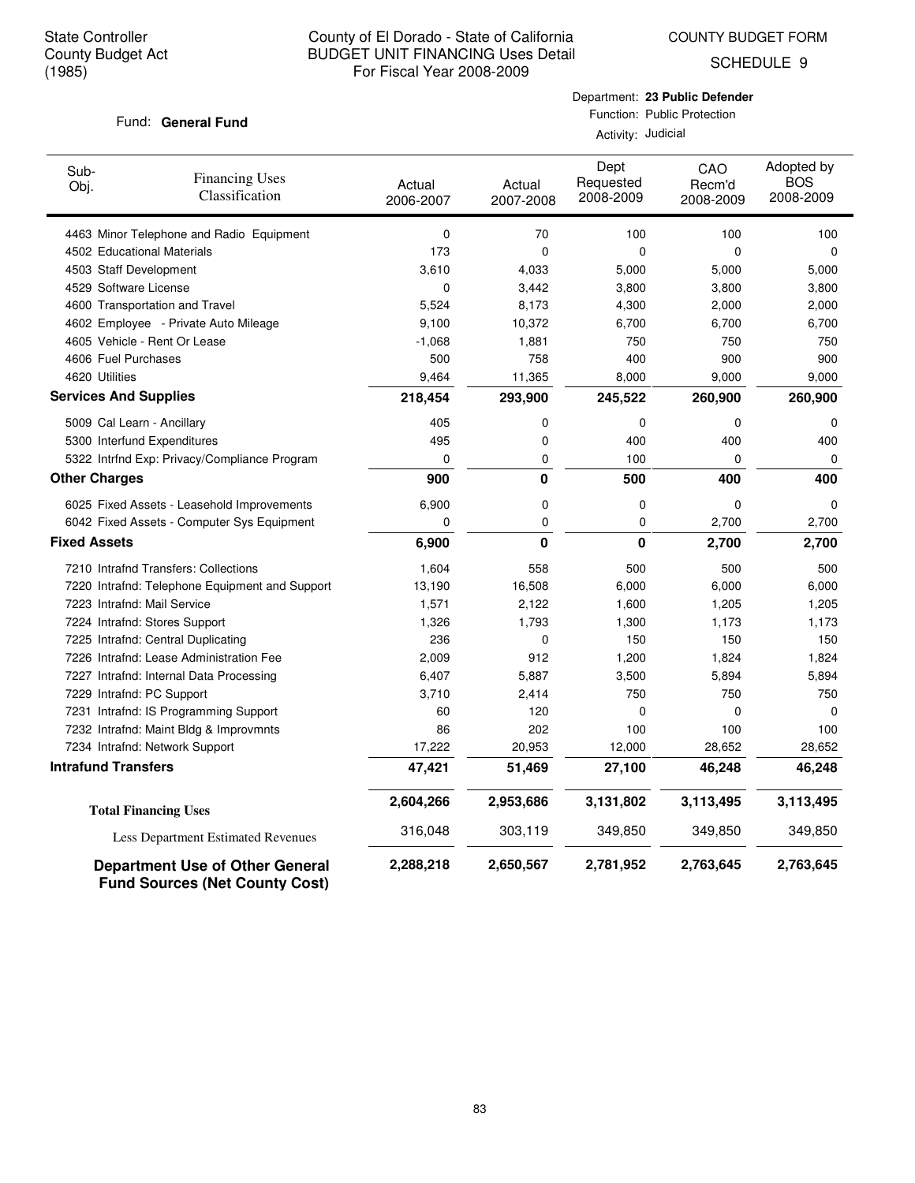State Controller
County Budget Act
(1985)

# County of El Dorado - State of California
## BUDGET UNIT FINANCING Uses Detail
For Fiscal Year 2008-2009

COUNTY BUDGET FORM
SCHEDULE 9

Fund: **General Fund**

Department: **23 Public Defender**
Function: Public Protection
Activity: Judicial

| Sub-Obj. | Financing Uses Classification | Actual 2006-2007 | Actual 2007-2008 | Dept Requested 2008-2009 | CAO Recm'd 2008-2009 | Adopted by BOS 2008-2009 |
|---|---|---|---|---|---|---|
| 4463 | Minor Telephone and Radio Equipment | 0 | 70 | 100 | 100 | 100 |
| 4502 | Educational Materials | 173 | 0 | 0 | 0 | 0 |
| 4503 | Staff Development | 3,610 | 4,033 | 5,000 | 5,000 | 5,000 |
| 4529 | Software License | 0 | 3,442 | 3,800 | 3,800 | 3,800 |
| 4600 | Transportation and Travel | 5,524 | 8,173 | 4,300 | 2,000 | 2,000 |
| 4602 | Employee - Private Auto Mileage | 9,100 | 10,372 | 6,700 | 6,700 | 6,700 |
| 4605 | Vehicle - Rent Or Lease | -1,068 | 1,881 | 750 | 750 | 750 |
| 4606 | Fuel Purchases | 500 | 758 | 400 | 900 | 900 |
| 4620 | Utilities | 9,464 | 11,365 | 8,000 | 9,000 | 9,000 |
| **Services And Supplies** | | **218,454** | **293,900** | **245,522** | **260,900** | **260,900** |
| 5009 | Cal Learn - Ancillary | 405 | 0 | 0 | 0 | 0 |
| 5300 | Interfund Expenditures | 495 | 0 | 400 | 400 | 400 |
| 5322 | Intrfnd Exp: Privacy/Compliance Program | 0 | 0 | 100 | 0 | 0 |
| **Other Charges** | | **900** | **0** | **500** | **400** | **400** |
| 6025 | Fixed Assets - Leasehold Improvements | 6,900 | 0 | 0 | 0 | 0 |
| 6042 | Fixed Assets - Computer Sys Equipment | 0 | 0 | 0 | 2,700 | 2,700 |
| **Fixed Assets** | | **6,900** | **0** | **0** | **2,700** | **2,700** |
| 7210 | Intrafnd Transfers: Collections | 1,604 | 558 | 500 | 500 | 500 |
| 7220 | Intrafnd: Telephone Equipment and Support | 13,190 | 16,508 | 6,000 | 6,000 | 6,000 |
| 7223 | Intrafnd: Mail Service | 1,571 | 2,122 | 1,600 | 1,205 | 1,205 |
| 7224 | Intrafnd: Stores Support | 1,326 | 1,793 | 1,300 | 1,173 | 1,173 |
| 7225 | Intrafnd: Central Duplicating | 236 | 0 | 150 | 150 | 150 |
| 7226 | Intrafnd: Lease Administration Fee | 2,009 | 912 | 1,200 | 1,824 | 1,824 |
| 7227 | Intrafnd: Internal Data Processing | 6,407 | 5,887 | 3,500 | 5,894 | 5,894 |
| 7229 | Intrafnd: PC Support | 3,710 | 2,414 | 750 | 750 | 750 |
| 7231 | Intrafnd: IS Programming Support | 60 | 120 | 0 | 0 | 0 |
| 7232 | Intrafnd: Maint Bldg & Improvmnts | 86 | 202 | 100 | 100 | 100 |
| 7234 | Intrafnd: Network Support | 17,222 | 20,953 | 12,000 | 28,652 | 28,652 |
| **Intrafund Transfers** | | **47,421** | **51,469** | **27,100** | **46,248** | **46,248** |
| **Total Financing Uses** | | **2,604,266** | **2,953,686** | **3,131,802** | **3,113,495** | **3,113,495** |
| Less Department Estimated Revenues | | 316,048 | 303,119 | 349,850 | 349,850 | 349,850 |
| **Department Use of Other General Fund Sources (Net County Cost)** | | **2,288,218** | **2,650,567** | **2,781,952** | **2,763,645** | **2,763,645** |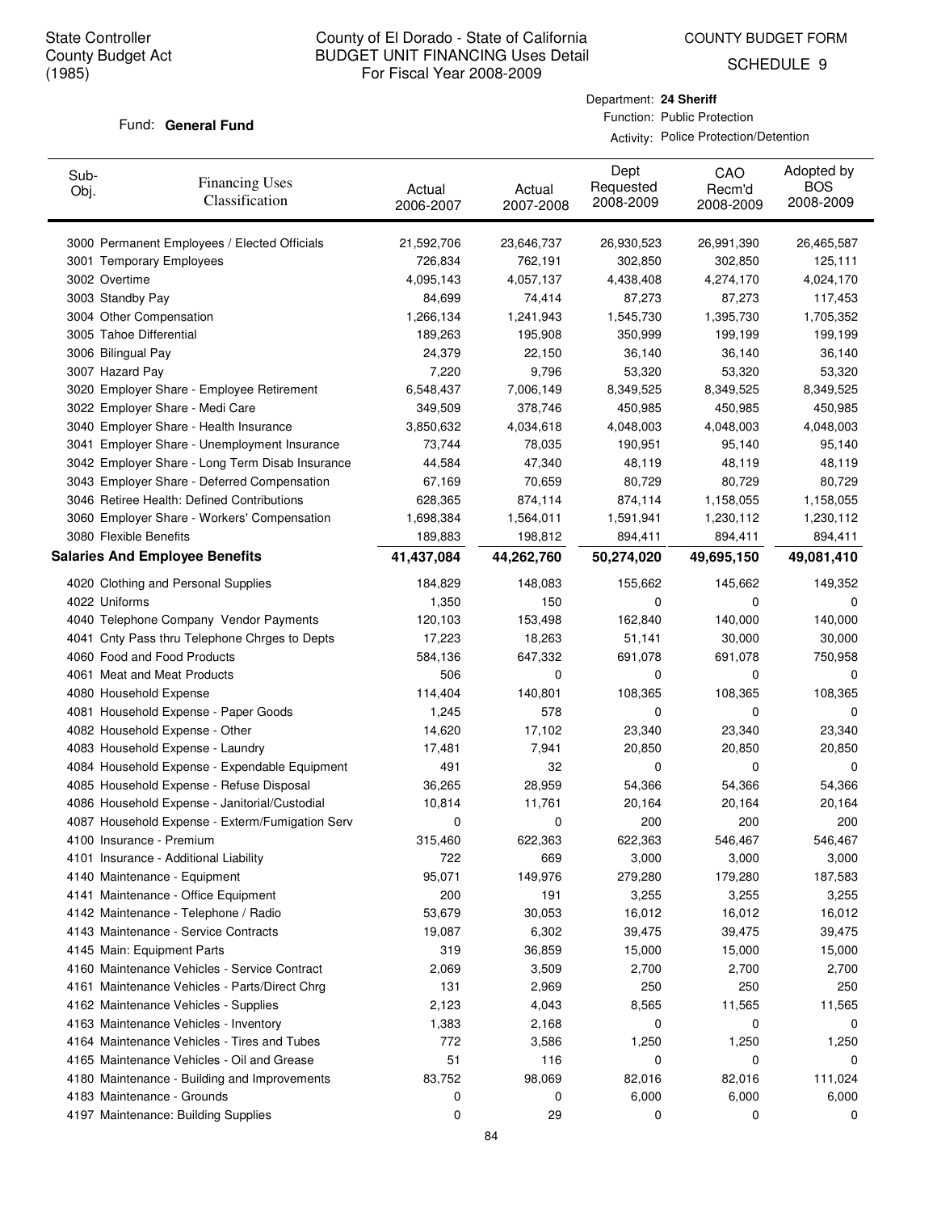State Controller
County Budget Act
(1985)

# County of El Dorado - State of California
## BUDGET UNIT FINANCING Uses Detail
### For Fiscal Year 2008-2009

COUNTY BUDGET FORM
SCHEDULE 9

Fund: **General Fund**

Department: **24 Sheriff**
Function: Public Protection
Activity: Police Protection/Detention

| Sub-Obj. | Financing Uses Classification | Actual 2006-2007 | Actual 2007-2008 | Dept Requested 2008-2009 | CAO Recm'd 2008-2009 | Adopted by BOS 2008-2009 |
|---|---|---|---|---|---|---|
| 3000 | Permanent Employees / Elected Officials | 21,592,706 | 23,646,737 | 26,930,523 | 26,991,390 | 26,465,587 |
| 3001 | Temporary Employees | 726,834 | 762,191 | 302,850 | 302,850 | 125,111 |
| 3002 | Overtime | 4,095,143 | 4,057,137 | 4,438,408 | 4,274,170 | 4,024,170 |
| 3003 | Standby Pay | 84,699 | 74,414 | 87,273 | 87,273 | 117,453 |
| 3004 | Other Compensation | 1,266,134 | 1,241,943 | 1,545,730 | 1,395,730 | 1,705,352 |
| 3005 | Tahoe Differential | 189,263 | 195,908 | 350,999 | 199,199 | 199,199 |
| 3006 | Bilingual Pay | 24,379 | 22,150 | 36,140 | 36,140 | 36,140 |
| 3007 | Hazard Pay | 7,220 | 9,796 | 53,320 | 53,320 | 53,320 |
| 3020 | Employer Share - Employee Retirement | 6,548,437 | 7,006,149 | 8,349,525 | 8,349,525 | 8,349,525 |
| 3022 | Employer Share - Medi Care | 349,509 | 378,746 | 450,985 | 450,985 | 450,985 |
| 3040 | Employer Share - Health Insurance | 3,850,632 | 4,034,618 | 4,048,003 | 4,048,003 | 4,048,003 |
| 3041 | Employer Share - Unemployment Insurance | 73,744 | 78,035 | 190,951 | 95,140 | 95,140 |
| 3042 | Employer Share - Long Term Disab Insurance | 44,584 | 47,340 | 48,119 | 48,119 | 48,119 |
| 3043 | Employer Share - Deferred Compensation | 67,169 | 70,659 | 80,729 | 80,729 | 80,729 |
| 3046 | Retiree Health: Defined Contributions | 628,365 | 874,114 | 874,114 | 1,158,055 | 1,158,055 |
| 3060 | Employer Share - Workers' Compensation | 1,698,384 | 1,564,011 | 1,591,941 | 1,230,112 | 1,230,112 |
| 3080 | Flexible Benefits | 189,883 | 198,812 | 894,411 | 894,411 | 894,411 |
| **Salaries And Employee Benefits** | | **41,437,084** | **44,262,760** | **50,274,020** | **49,695,150** | **49,081,410** |
| 4020 | Clothing and Personal Supplies | 184,829 | 148,083 | 155,662 | 145,662 | 149,352 |
| 4022 | Uniforms | 1,350 | 150 | 0 | 0 | 0 |
| 4040 | Telephone Company Vendor Payments | 120,103 | 153,498 | 162,840 | 140,000 | 140,000 |
| 4041 | Cnty Pass thru Telephone Chrges to Depts | 17,223 | 18,263 | 51,141 | 30,000 | 30,000 |
| 4060 | Food and Food Products | 584,136 | 647,332 | 691,078 | 691,078 | 750,958 |
| 4061 | Meat and Meat Products | 506 | 0 | 0 | 0 | 0 |
| 4080 | Household Expense | 114,404 | 140,801 | 108,365 | 108,365 | 108,365 |
| 4081 | Household Expense - Paper Goods | 1,245 | 578 | 0 | 0 | 0 |
| 4082 | Household Expense - Other | 14,620 | 17,102 | 23,340 | 23,340 | 23,340 |
| 4083 | Household Expense - Laundry | 17,481 | 7,941 | 20,850 | 20,850 | 20,850 |
| 4084 | Household Expense - Expendable Equipment | 491 | 32 | 0 | 0 | 0 |
| 4085 | Household Expense - Refuse Disposal | 36,265 | 28,959 | 54,366 | 54,366 | 54,366 |
| 4086 | Household Expense - Janitorial/Custodial | 10,814 | 11,761 | 20,164 | 20,164 | 20,164 |
| 4087 | Household Expense - Exterm/Fumigation Serv | 0 | 0 | 200 | 200 | 200 |
| 4100 | Insurance - Premium | 315,460 | 622,363 | 622,363 | 546,467 | 546,467 |
| 4101 | Insurance - Additional Liability | 722 | 669 | 3,000 | 3,000 | 3,000 |
| 4140 | Maintenance - Equipment | 95,071 | 149,976 | 279,280 | 179,280 | 187,583 |
| 4141 | Maintenance - Office Equipment | 200 | 191 | 3,255 | 3,255 | 3,255 |
| 4142 | Maintenance - Telephone / Radio | 53,679 | 30,053 | 16,012 | 16,012 | 16,012 |
| 4143 | Maintenance - Service Contracts | 19,087 | 6,302 | 39,475 | 39,475 | 39,475 |
| 4145 | Main: Equipment Parts | 319 | 36,859 | 15,000 | 15,000 | 15,000 |
| 4160 | Maintenance Vehicles - Service Contract | 2,069 | 3,509 | 2,700 | 2,700 | 2,700 |
| 4161 | Maintenance Vehicles - Parts/Direct Chrg | 131 | 2,969 | 250 | 250 | 250 |
| 4162 | Maintenance Vehicles - Supplies | 2,123 | 4,043 | 8,565 | 11,565 | 11,565 |
| 4163 | Maintenance Vehicles - Inventory | 1,383 | 2,168 | 0 | 0 | 0 |
| 4164 | Maintenance Vehicles - Tires and Tubes | 772 | 3,586 | 1,250 | 1,250 | 1,250 |
| 4165 | Maintenance Vehicles - Oil and Grease | 51 | 116 | 0 | 0 | 0 |
| 4180 | Maintenance - Building and Improvements | 83,752 | 98,069 | 82,016 | 82,016 | 111,024 |
| 4183 | Maintenance - Grounds | 0 | 0 | 6,000 | 6,000 | 6,000 |
| 4197 | Maintenance: Building Supplies | 0 | 29 | 0 | 0 | 0 |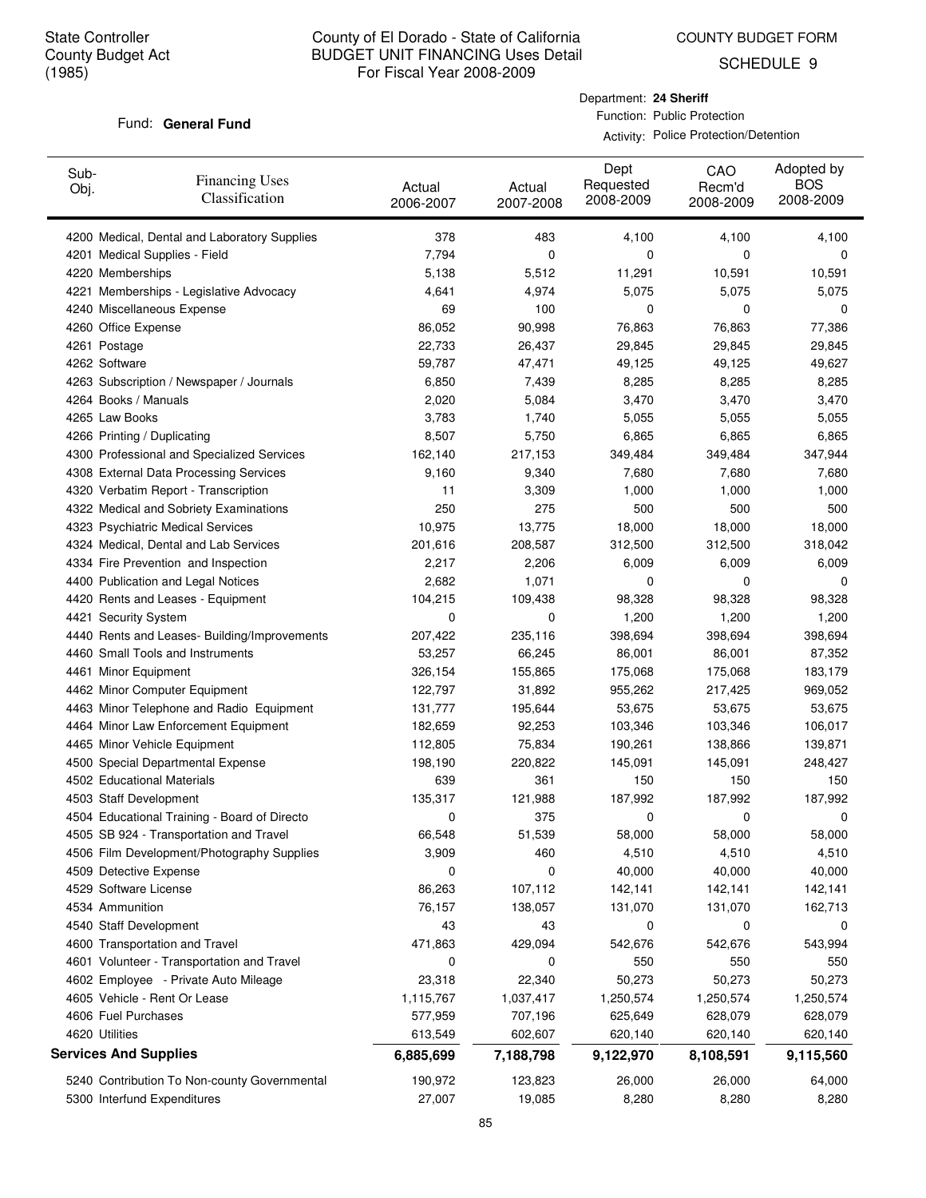State Controller
County Budget Act
(1985)

County of El Dorado - State of California
BUDGET UNIT FINANCING Uses Detail
For Fiscal Year 2008-2009

COUNTY BUDGET FORM
SCHEDULE 9

Fund: **General Fund**

Department: **24 Sheriff**
Function: Public Protection
Activity: Police Protection/Detention

| Sub-Obj. | Financing Uses Classification | Actual 2006-2007 | Actual 2007-2008 | Dept Requested 2008-2009 | CAO Recm'd 2008-2009 | Adopted by BOS 2008-2009 |
|---|---|---|---|---|---|---|
| 4200 | Medical, Dental and Laboratory Supplies | 378 | 483 | 4,100 | 4,100 | 4,100 |
| 4201 | Medical Supplies - Field | 7,794 | 0 | 0 | 0 | 0 |
| 4220 | Memberships | 5,138 | 5,512 | 11,291 | 10,591 | 10,591 |
| 4221 | Memberships - Legislative Advocacy | 4,641 | 4,974 | 5,075 | 5,075 | 5,075 |
| 4240 | Miscellaneous Expense | 69 | 100 | 0 | 0 | 0 |
| 4260 | Office Expense | 86,052 | 90,998 | 76,863 | 76,863 | 77,386 |
| 4261 | Postage | 22,733 | 26,437 | 29,845 | 29,845 | 29,845 |
| 4262 | Software | 59,787 | 47,471 | 49,125 | 49,125 | 49,627 |
| 4263 | Subscription / Newspaper / Journals | 6,850 | 7,439 | 8,285 | 8,285 | 8,285 |
| 4264 | Books / Manuals | 2,020 | 5,084 | 3,470 | 3,470 | 3,470 |
| 4265 | Law Books | 3,783 | 1,740 | 5,055 | 5,055 | 5,055 |
| 4266 | Printing / Duplicating | 8,507 | 5,750 | 6,865 | 6,865 | 6,865 |
| 4300 | Professional and Specialized Services | 162,140 | 217,153 | 349,484 | 349,484 | 347,944 |
| 4308 | External Data Processing Services | 9,160 | 9,340 | 7,680 | 7,680 | 7,680 |
| 4320 | Verbatim Report - Transcription | 11 | 3,309 | 1,000 | 1,000 | 1,000 |
| 4322 | Medical and Sobriety Examinations | 250 | 275 | 500 | 500 | 500 |
| 4323 | Psychiatric Medical Services | 10,975 | 13,775 | 18,000 | 18,000 | 18,000 |
| 4324 | Medical, Dental and Lab Services | 201,616 | 208,587 | 312,500 | 312,500 | 318,042 |
| 4334 | Fire Prevention and Inspection | 2,217 | 2,206 | 6,009 | 6,009 | 6,009 |
| 4400 | Publication and Legal Notices | 2,682 | 1,071 | 0 | 0 | 0 |
| 4420 | Rents and Leases - Equipment | 104,215 | 109,438 | 98,328 | 98,328 | 98,328 |
| 4421 | Security System | 0 | 0 | 1,200 | 1,200 | 1,200 |
| 4440 | Rents and Leases- Building/Improvements | 207,422 | 235,116 | 398,694 | 398,694 | 398,694 |
| 4460 | Small Tools and Instruments | 53,257 | 66,245 | 86,001 | 86,001 | 87,352 |
| 4461 | Minor Equipment | 326,154 | 155,865 | 175,068 | 175,068 | 183,179 |
| 4462 | Minor Computer Equipment | 122,797 | 31,892 | 955,262 | 217,425 | 969,052 |
| 4463 | Minor Telephone and Radio Equipment | 131,777 | 195,644 | 53,675 | 53,675 | 53,675 |
| 4464 | Minor Law Enforcement Equipment | 182,659 | 92,253 | 103,346 | 103,346 | 106,017 |
| 4465 | Minor Vehicle Equipment | 112,805 | 75,834 | 190,261 | 138,866 | 139,871 |
| 4500 | Special Departmental Expense | 198,190 | 220,822 | 145,091 | 145,091 | 248,427 |
| 4502 | Educational Materials | 639 | 361 | 150 | 150 | 150 |
| 4503 | Staff Development | 135,317 | 121,988 | 187,992 | 187,992 | 187,992 |
| 4504 | Educational Training - Board of Directo | 0 | 375 | 0 | 0 | 0 |
| 4505 | SB 924 - Transportation and Travel | 66,548 | 51,539 | 58,000 | 58,000 | 58,000 |
| 4506 | Film Development/Photography Supplies | 3,909 | 460 | 4,510 | 4,510 | 4,510 |
| 4509 | Detective Expense | 0 | 0 | 40,000 | 40,000 | 40,000 |
| 4529 | Software License | 86,263 | 107,112 | 142,141 | 142,141 | 142,141 |
| 4534 | Ammunition | 76,157 | 138,057 | 131,070 | 131,070 | 162,713 |
| 4540 | Staff Development | 43 | 43 | 0 | 0 | 0 |
| 4600 | Transportation and Travel | 471,863 | 429,094 | 542,676 | 542,676 | 543,994 |
| 4601 | Volunteer - Transportation and Travel | 0 | 0 | 550 | 550 | 550 |
| 4602 | Employee - Private Auto Mileage | 23,318 | 22,340 | 50,273 | 50,273 | 50,273 |
| 4605 | Vehicle - Rent Or Lease | 1,115,767 | 1,037,417 | 1,250,574 | 1,250,574 | 1,250,574 |
| 4606 | Fuel Purchases | 577,959 | 707,196 | 625,649 | 628,079 | 628,079 |
| 4620 | Utilities | 613,549 | 602,607 | 620,140 | 620,140 | 620,140 |
| **Services And Supplies** | | **6,885,699** | **7,188,798** | **9,122,970** | **8,108,591** | **9,115,560** |
| 5240 | Contribution To Non-county Governmental | 190,972 | 123,823 | 26,000 | 26,000 | 64,000 |
| 5300 | Interfund Expenditures | 27,007 | 19,085 | 8,280 | 8,280 | 8,280 |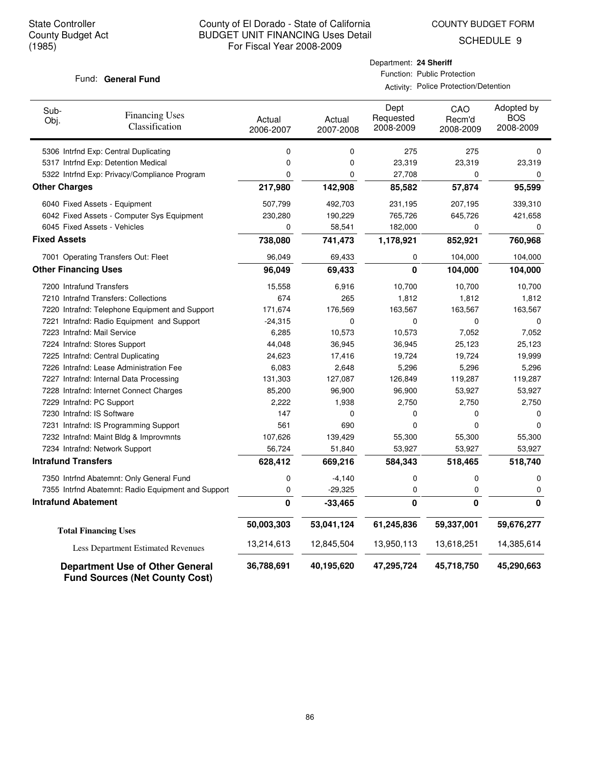State Controller
County Budget Act
(1985)

County of El Dorado - State of California
BUDGET UNIT FINANCING Uses Detail
For Fiscal Year 2008-2009

COUNTY BUDGET FORM
SCHEDULE 9

Fund: **General Fund**

Department: **24 Sheriff**
Function: Public Protection
Activity: Police Protection/Detention

| Sub-Obj. | Financing Uses Classification | Actual 2006-2007 | Actual 2007-2008 | Dept Requested 2008-2009 | CAO Recm'd 2008-2009 | Adopted by BOS 2008-2009 |
|---|---|---|---|---|---|---|
| 5306 | Intrfnd Exp: Central Duplicating | 0 | 0 | 275 | 275 | 0 |
| 5317 | Intrfnd Exp: Detention Medical | 0 | 0 | 23,319 | 23,319 | 23,319 |
| 5322 | Intrfnd Exp: Privacy/Compliance Program | 0 | 0 | 27,708 | 0 | 0 |
| **Other Charges** | | **217,980** | **142,908** | **85,582** | **57,874** | **95,599** |
| 6040 | Fixed Assets - Equipment | 507,799 | 492,703 | 231,195 | 207,195 | 339,310 |
| 6042 | Fixed Assets - Computer Sys Equipment | 230,280 | 190,229 | 765,726 | 645,726 | 421,658 |
| 6045 | Fixed Assets - Vehicles | 0 | 58,541 | 182,000 | 0 | 0 |
| **Fixed Assets** | | **738,080** | **741,473** | **1,178,921** | **852,921** | **760,968** |
| 7001 | Operating Transfers Out: Fleet | 96,049 | 69,433 | 0 | 104,000 | 104,000 |
| **Other Financing Uses** | | **96,049** | **69,433** | **0** | **104,000** | **104,000** |
| 7200 | Intrafund Transfers | 15,558 | 6,916 | 10,700 | 10,700 | 10,700 |
| 7210 | Intrafnd Transfers: Collections | 674 | 265 | 1,812 | 1,812 | 1,812 |
| 7220 | Intrafnd: Telephone Equipment and Support | 171,674 | 176,569 | 163,567 | 163,567 | 163,567 |
| 7221 | Intrafnd: Radio Equipment and Support | -24,315 | 0 | 0 | 0 | 0 |
| 7223 | Intrafnd: Mail Service | 6,285 | 10,573 | 10,573 | 7,052 | 7,052 |
| 7224 | Intrafnd: Stores Support | 44,048 | 36,945 | 36,945 | 25,123 | 25,123 |
| 7225 | Intrafnd: Central Duplicating | 24,623 | 17,416 | 19,724 | 19,724 | 19,999 |
| 7226 | Intrafnd: Lease Administration Fee | 6,083 | 2,648 | 5,296 | 5,296 | 5,296 |
| 7227 | Intrafnd: Internal Data Processing | 131,303 | 127,087 | 126,849 | 119,287 | 119,287 |
| 7228 | Intrafnd: Internet Connect Charges | 85,200 | 96,900 | 96,900 | 53,927 | 53,927 |
| 7229 | Intrafnd: PC Support | 2,222 | 1,938 | 2,750 | 2,750 | 2,750 |
| 7230 | Intrafnd: IS Software | 147 | 0 | 0 | 0 | 0 |
| 7231 | Intrafnd: IS Programming Support | 561 | 690 | 0 | 0 | 0 |
| 7232 | Intrafnd: Maint Bldg & Improvmnts | 107,626 | 139,429 | 55,300 | 55,300 | 55,300 |
| 7234 | Intrafnd: Network Support | 56,724 | 51,840 | 53,927 | 53,927 | 53,927 |
| **Intrafund Transfers** | | **628,412** | **669,216** | **584,343** | **518,465** | **518,740** |
| 7350 | Intrfnd Abatemnt: Only General Fund | 0 | -4,140 | 0 | 0 | 0 |
| 7355 | Intrfnd Abatemnt: Radio Equipment and Support | 0 | -29,325 | 0 | 0 | 0 |
| **Intrafund Abatement** | | **0** | **-33,465** | **0** | **0** | **0** |
| **Total Financing Uses** | | **50,003,303** | **53,041,124** | **61,245,836** | **59,337,001** | **59,676,277** |
| Less Department Estimated Revenues | | 13,214,613 | 12,845,504 | 13,950,113 | 13,618,251 | 14,385,614 |
| **Department Use of Other General Fund Sources (Net County Cost)** | | **36,788,691** | **40,195,620** | **47,295,724** | **45,718,750** | **45,290,663** |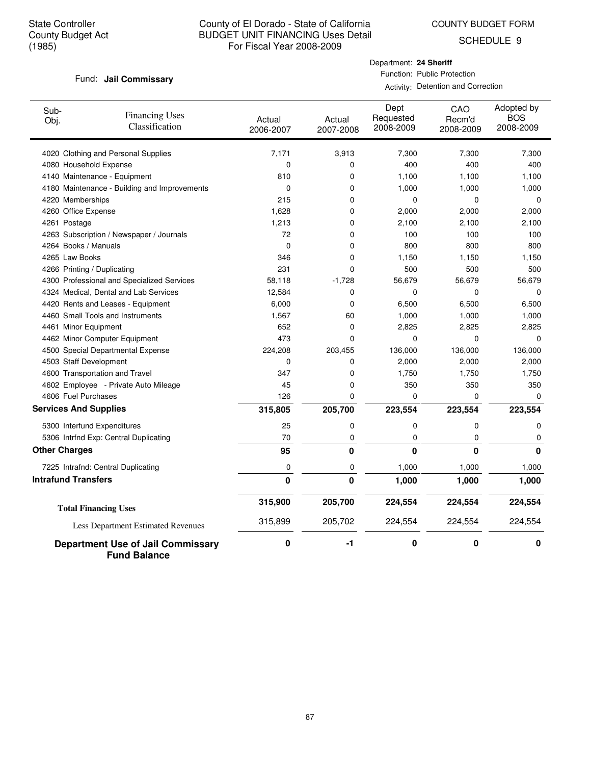State Controller
County Budget Act
(1985)

County of El Dorado - State of California
BUDGET UNIT FINANCING Uses Detail
For Fiscal Year 2008-2009

COUNTY BUDGET FORM
SCHEDULE 9

Fund: **Jail Commissary**

Department: **24 Sheriff**
Function: Public Protection
Activity: Detention and Correction

| Sub-Obj. | Financing Uses Classification | Actual 2006-2007 | Actual 2007-2008 | Dept Requested 2008-2009 | CAO Recm'd 2008-2009 | Adopted by BOS 2008-2009 |
|---|---|---|---|---|---|---|
| 4020 | Clothing and Personal Supplies | 7,171 | 3,913 | 7,300 | 7,300 | 7,300 |
| 4080 | Household Expense | 0 | 0 | 400 | 400 | 400 |
| 4140 | Maintenance - Equipment | 810 | 0 | 1,100 | 1,100 | 1,100 |
| 4180 | Maintenance - Building and Improvements | 0 | 0 | 1,000 | 1,000 | 1,000 |
| 4220 | Memberships | 215 | 0 | 0 | 0 | 0 |
| 4260 | Office Expense | 1,628 | 0 | 2,000 | 2,000 | 2,000 |
| 4261 | Postage | 1,213 | 0 | 2,100 | 2,100 | 2,100 |
| 4263 | Subscription / Newspaper / Journals | 72 | 0 | 100 | 100 | 100 |
| 4264 | Books / Manuals | 0 | 0 | 800 | 800 | 800 |
| 4265 | Law Books | 346 | 0 | 1,150 | 1,150 | 1,150 |
| 4266 | Printing / Duplicating | 231 | 0 | 500 | 500 | 500 |
| 4300 | Professional and Specialized Services | 58,118 | -1,728 | 56,679 | 56,679 | 56,679 |
| 4324 | Medical, Dental and Lab Services | 12,584 | 0 | 0 | 0 | 0 |
| 4420 | Rents and Leases - Equipment | 6,000 | 0 | 6,500 | 6,500 | 6,500 |
| 4460 | Small Tools and Instruments | 1,567 | 60 | 1,000 | 1,000 | 1,000 |
| 4461 | Minor Equipment | 652 | 0 | 2,825 | 2,825 | 2,825 |
| 4462 | Minor Computer Equipment | 473 | 0 | 0 | 0 | 0 |
| 4500 | Special Departmental Expense | 224,208 | 203,455 | 136,000 | 136,000 | 136,000 |
| 4503 | Staff Development | 0 | 0 | 2,000 | 2,000 | 2,000 |
| 4600 | Transportation and Travel | 347 | 0 | 1,750 | 1,750 | 1,750 |
| 4602 | Employee - Private Auto Mileage | 45 | 0 | 350 | 350 | 350 |
| 4606 | Fuel Purchases | 126 | 0 | 0 | 0 | 0 |
| **Services And Supplies** | | **315,805** | **205,700** | **223,554** | **223,554** | **223,554** |
| 5300 | Interfund Expenditures | 25 | 0 | 0 | 0 | 0 |
| 5306 | Intrfnd Exp: Central Duplicating | 70 | 0 | 0 | 0 | 0 |
| **Other Charges** | | **95** | **0** | **0** | **0** | **0** |
| 7225 | Intrafnd: Central Duplicating | 0 | 0 | 1,000 | 1,000 | 1,000 |
| **Intrafund Transfers** | | **0** | **0** | **1,000** | **1,000** | **1,000** |
| **Total Financing Uses** | | **315,900** | **205,700** | **224,554** | **224,554** | **224,554** |
| Less Department Estimated Revenues | | 315,899 | 205,702 | 224,554 | 224,554 | 224,554 |
| **Department Use of Jail Commissary Fund Balance** | | **0** | **-1** | **0** | **0** | **0** |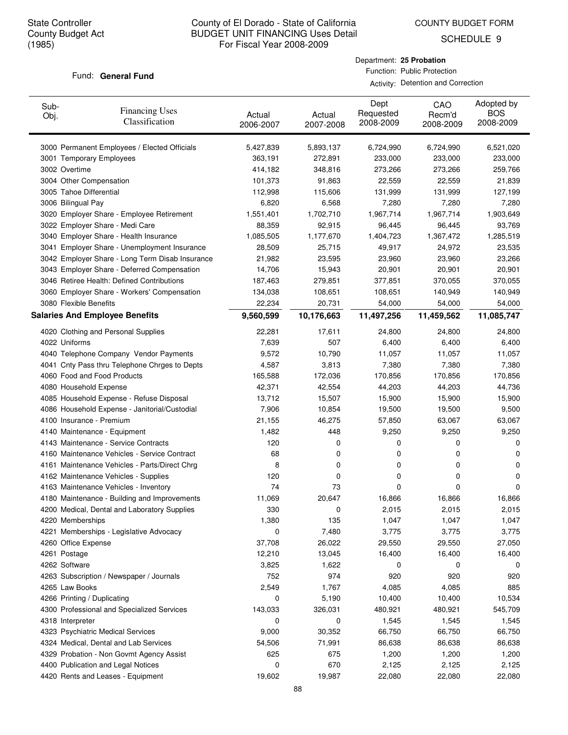State Controller
County Budget Act
(1985)

# County of El Dorado - State of California
## BUDGET UNIT FINANCING Uses Detail
For Fiscal Year 2008-2009

COUNTY BUDGET FORM
SCHEDULE 9

Fund: **General Fund**

Department: **25 Probation**
Function: Public Protection
Activity: Detention and Correction

| Sub-Obj. | Financing Uses Classification | Actual 2006-2007 | Actual 2007-2008 | Dept Requested 2008-2009 | CAO Recm'd 2008-2009 | Adopted by BOS 2008-2009 |
|---|---|---|---|---|---|---|
| 3000 | Permanent Employees / Elected Officials | 5,427,839 | 5,893,137 | 6,724,990 | 6,724,990 | 6,521,020 |
| 3001 | Temporary Employees | 363,191 | 272,891 | 233,000 | 233,000 | 233,000 |
| 3002 | Overtime | 414,182 | 348,816 | 273,266 | 273,266 | 259,766 |
| 3004 | Other Compensation | 101,373 | 91,863 | 22,559 | 22,559 | 21,839 |
| 3005 | Tahoe Differential | 112,998 | 115,606 | 131,999 | 131,999 | 127,199 |
| 3006 | Bilingual Pay | 6,820 | 6,568 | 7,280 | 7,280 | 7,280 |
| 3020 | Employer Share - Employee Retirement | 1,551,401 | 1,702,710 | 1,967,714 | 1,967,714 | 1,903,649 |
| 3022 | Employer Share - Medi Care | 88,359 | 92,915 | 96,445 | 96,445 | 93,769 |
| 3040 | Employer Share - Health Insurance | 1,085,505 | 1,177,670 | 1,404,723 | 1,367,472 | 1,285,519 |
| 3041 | Employer Share - Unemployment Insurance | 28,509 | 25,715 | 49,917 | 24,972 | 23,535 |
| 3042 | Employer Share - Long Term Disab Insurance | 21,982 | 23,595 | 23,960 | 23,960 | 23,266 |
| 3043 | Employer Share - Deferred Compensation | 14,706 | 15,943 | 20,901 | 20,901 | 20,901 |
| 3046 | Retiree Health: Defined Contributions | 187,463 | 279,851 | 377,851 | 370,055 | 370,055 |
| 3060 | Employer Share - Workers' Compensation | 134,038 | 108,651 | 108,651 | 140,949 | 140,949 |
| 3080 | Flexible Benefits | 22,234 | 20,731 | 54,000 | 54,000 | 54,000 |
| **Salaries And Employee Benefits** | | **9,560,599** | **10,176,663** | **11,497,256** | **11,459,562** | **11,085,747** |
| 4020 | Clothing and Personal Supplies | 22,281 | 17,611 | 24,800 | 24,800 | 24,800 |
| 4022 | Uniforms | 7,639 | 507 | 6,400 | 6,400 | 6,400 |
| 4040 | Telephone Company Vendor Payments | 9,572 | 10,790 | 11,057 | 11,057 | 11,057 |
| 4041 | Cnty Pass thru Telephone Chrges to Depts | 4,587 | 3,813 | 7,380 | 7,380 | 7,380 |
| 4060 | Food and Food Products | 165,588 | 172,036 | 170,856 | 170,856 | 170,856 |
| 4080 | Household Expense | 42,371 | 42,554 | 44,203 | 44,203 | 44,736 |
| 4085 | Household Expense - Refuse Disposal | 13,712 | 15,507 | 15,900 | 15,900 | 15,900 |
| 4086 | Household Expense - Janitorial/Custodial | 7,906 | 10,854 | 19,500 | 19,500 | 9,500 |
| 4100 | Insurance - Premium | 21,155 | 46,275 | 57,850 | 63,067 | 63,067 |
| 4140 | Maintenance - Equipment | 1,482 | 448 | 9,250 | 9,250 | 9,250 |
| 4143 | Maintenance - Service Contracts | 120 | 0 | 0 | 0 | 0 |
| 4160 | Maintenance Vehicles - Service Contract | 68 | 0 | 0 | 0 | 0 |
| 4161 | Maintenance Vehicles - Parts/Direct Chrg | 8 | 0 | 0 | 0 | 0 |
| 4162 | Maintenance Vehicles - Supplies | 120 | 0 | 0 | 0 | 0 |
| 4163 | Maintenance Vehicles - Inventory | 74 | 73 | 0 | 0 | 0 |
| 4180 | Maintenance - Building and Improvements | 11,069 | 20,647 | 16,866 | 16,866 | 16,866 |
| 4200 | Medical, Dental and Laboratory Supplies | 330 | 0 | 2,015 | 2,015 | 2,015 |
| 4220 | Memberships | 1,380 | 135 | 1,047 | 1,047 | 1,047 |
| 4221 | Memberships - Legislative Advocacy | 0 | 7,480 | 3,775 | 3,775 | 3,775 |
| 4260 | Office Expense | 37,708 | 26,022 | 29,550 | 29,550 | 27,050 |
| 4261 | Postage | 12,210 | 13,045 | 16,400 | 16,400 | 16,400 |
| 4262 | Software | 3,825 | 1,622 | 0 | 0 | 0 |
| 4263 | Subscription / Newspaper / Journals | 752 | 974 | 920 | 920 | 920 |
| 4265 | Law Books | 2,549 | 1,767 | 4,085 | 4,085 | 885 |
| 4266 | Printing / Duplicating | 0 | 5,190 | 10,400 | 10,400 | 10,534 |
| 4300 | Professional and Specialized Services | 143,033 | 326,031 | 480,921 | 480,921 | 545,709 |
| 4318 | Interpreter | 0 | 0 | 1,545 | 1,545 | 1,545 |
| 4323 | Psychiatric Medical Services | 9,000 | 30,352 | 66,750 | 66,750 | 66,750 |
| 4324 | Medical, Dental and Lab Services | 54,506 | 71,991 | 86,638 | 86,638 | 86,638 |
| 4329 | Probation - Non Govmt Agency Assist | 625 | 675 | 1,200 | 1,200 | 1,200 |
| 4400 | Publication and Legal Notices | 0 | 670 | 2,125 | 2,125 | 2,125 |
| 4420 | Rents and Leases - Equipment | 19,602 | 19,987 | 22,080 | 22,080 | 22,080 |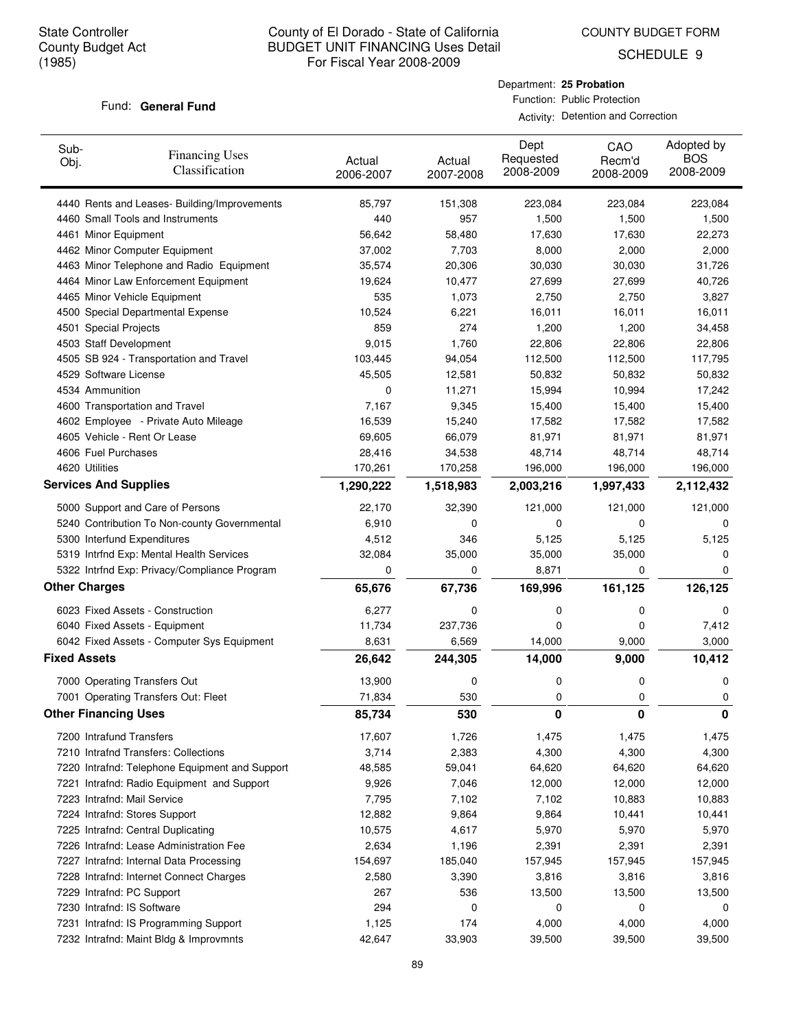State Controller
County Budget Act
(1985)

County of El Dorado - State of California
BUDGET UNIT FINANCING Uses Detail
For Fiscal Year 2008-2009

COUNTY BUDGET FORM
SCHEDULE 9

Fund: **General Fund**

Department: **25 Probation**
Function: Public Protection
Activity: Detention and Correction

| Sub-Obj. | Financing Uses Classification | Actual 2006-2007 | Actual 2007-2008 | Dept Requested 2008-2009 | CAO Recm'd 2008-2009 | Adopted by BOS 2008-2009 |
|---|---|---|---|---|---|---|
| 4440 | Rents and Leases- Building/Improvements | 85,797 | 151,308 | 223,084 | 223,084 | 223,084 |
| 4460 | Small Tools and Instruments | 440 | 957 | 1,500 | 1,500 | 1,500 |
| 4461 | Minor Equipment | 56,642 | 58,480 | 17,630 | 17,630 | 22,273 |
| 4462 | Minor Computer Equipment | 37,002 | 7,703 | 8,000 | 2,000 | 2,000 |
| 4463 | Minor Telephone and Radio Equipment | 35,574 | 20,306 | 30,030 | 30,030 | 31,726 |
| 4464 | Minor Law Enforcement Equipment | 19,624 | 10,477 | 27,699 | 27,699 | 40,726 |
| 4465 | Minor Vehicle Equipment | 535 | 1,073 | 2,750 | 2,750 | 3,827 |
| 4500 | Special Departmental Expense | 10,524 | 6,221 | 16,011 | 16,011 | 16,011 |
| 4501 | Special Projects | 859 | 274 | 1,200 | 1,200 | 34,458 |
| 4503 | Staff Development | 9,015 | 1,760 | 22,806 | 22,806 | 22,806 |
| 4505 | SB 924 - Transportation and Travel | 103,445 | 94,054 | 112,500 | 112,500 | 117,795 |
| 4529 | Software License | 45,505 | 12,581 | 50,832 | 50,832 | 50,832 |
| 4534 | Ammunition | 0 | 11,271 | 15,994 | 10,994 | 17,242 |
| 4600 | Transportation and Travel | 7,167 | 9,345 | 15,400 | 15,400 | 15,400 |
| 4602 | Employee - Private Auto Mileage | 16,539 | 15,240 | 17,582 | 17,582 | 17,582 |
| 4605 | Vehicle - Rent Or Lease | 69,605 | 66,079 | 81,971 | 81,971 | 81,971 |
| 4606 | Fuel Purchases | 28,416 | 34,538 | 48,714 | 48,714 | 48,714 |
| 4620 | Utilities | 170,261 | 170,258 | 196,000 | 196,000 | 196,000 |
| **Services And Supplies** | | **1,290,222** | **1,518,983** | **2,003,216** | **1,997,433** | **2,112,432** |
| 5000 | Support and Care of Persons | 22,170 | 32,390 | 121,000 | 121,000 | 121,000 |
| 5240 | Contribution To Non-county Governmental | 6,910 | 0 | 0 | 0 | 0 |
| 5300 | Interfund Expenditures | 4,512 | 346 | 5,125 | 5,125 | 5,125 |
| 5319 | Intrfnd Exp: Mental Health Services | 32,084 | 35,000 | 35,000 | 35,000 | 0 |
| 5322 | Intrfnd Exp: Privacy/Compliance Program | 0 | 0 | 8,871 | 0 | 0 |
| **Other Charges** | | **65,676** | **67,736** | **169,996** | **161,125** | **126,125** |
| 6023 | Fixed Assets - Construction | 6,277 | 0 | 0 | 0 | 0 |
| 6040 | Fixed Assets - Equipment | 11,734 | 237,736 | 0 | 0 | 7,412 |
| 6042 | Fixed Assets - Computer Sys Equipment | 8,631 | 6,569 | 14,000 | 9,000 | 3,000 |
| **Fixed Assets** | | **26,642** | **244,305** | **14,000** | **9,000** | **10,412** |
| 7000 | Operating Transfers Out | 13,900 | 0 | 0 | 0 | 0 |
| 7001 | Operating Transfers Out: Fleet | 71,834 | 530 | 0 | 0 | 0 |
| **Other Financing Uses** | | **85,734** | **530** | **0** | **0** | **0** |
| 7200 | Intrafund Transfers | 17,607 | 1,726 | 1,475 | 1,475 | 1,475 |
| 7210 | Intrafnd Transfers: Collections | 3,714 | 2,383 | 4,300 | 4,300 | 4,300 |
| 7220 | Intrafnd: Telephone Equipment and Support | 48,585 | 59,041 | 64,620 | 64,620 | 64,620 |
| 7221 | Intrafnd: Radio Equipment and Support | 9,926 | 7,046 | 12,000 | 12,000 | 12,000 |
| 7223 | Intrafnd: Mail Service | 7,795 | 7,102 | 7,102 | 10,883 | 10,883 |
| 7224 | Intrafnd: Stores Support | 12,882 | 9,864 | 9,864 | 10,441 | 10,441 |
| 7225 | Intrafnd: Central Duplicating | 10,575 | 4,617 | 5,970 | 5,970 | 5,970 |
| 7226 | Intrafnd: Lease Administration Fee | 2,634 | 1,196 | 2,391 | 2,391 | 2,391 |
| 7227 | Intrafnd: Internal Data Processing | 154,697 | 185,040 | 157,945 | 157,945 | 157,945 |
| 7228 | Intrafnd: Internet Connect Charges | 2,580 | 3,390 | 3,816 | 3,816 | 3,816 |
| 7229 | Intrafnd: PC Support | 267 | 536 | 13,500 | 13,500 | 13,500 |
| 7230 | Intrafnd: IS Software | 294 | 0 | 0 | 0 | 0 |
| 7231 | Intrafnd: IS Programming Support | 1,125 | 174 | 4,000 | 4,000 | 4,000 |
| 7232 | Intrafnd: Maint Bldg & Improvmnts | 42,647 | 33,903 | 39,500 | 39,500 | 39,500 |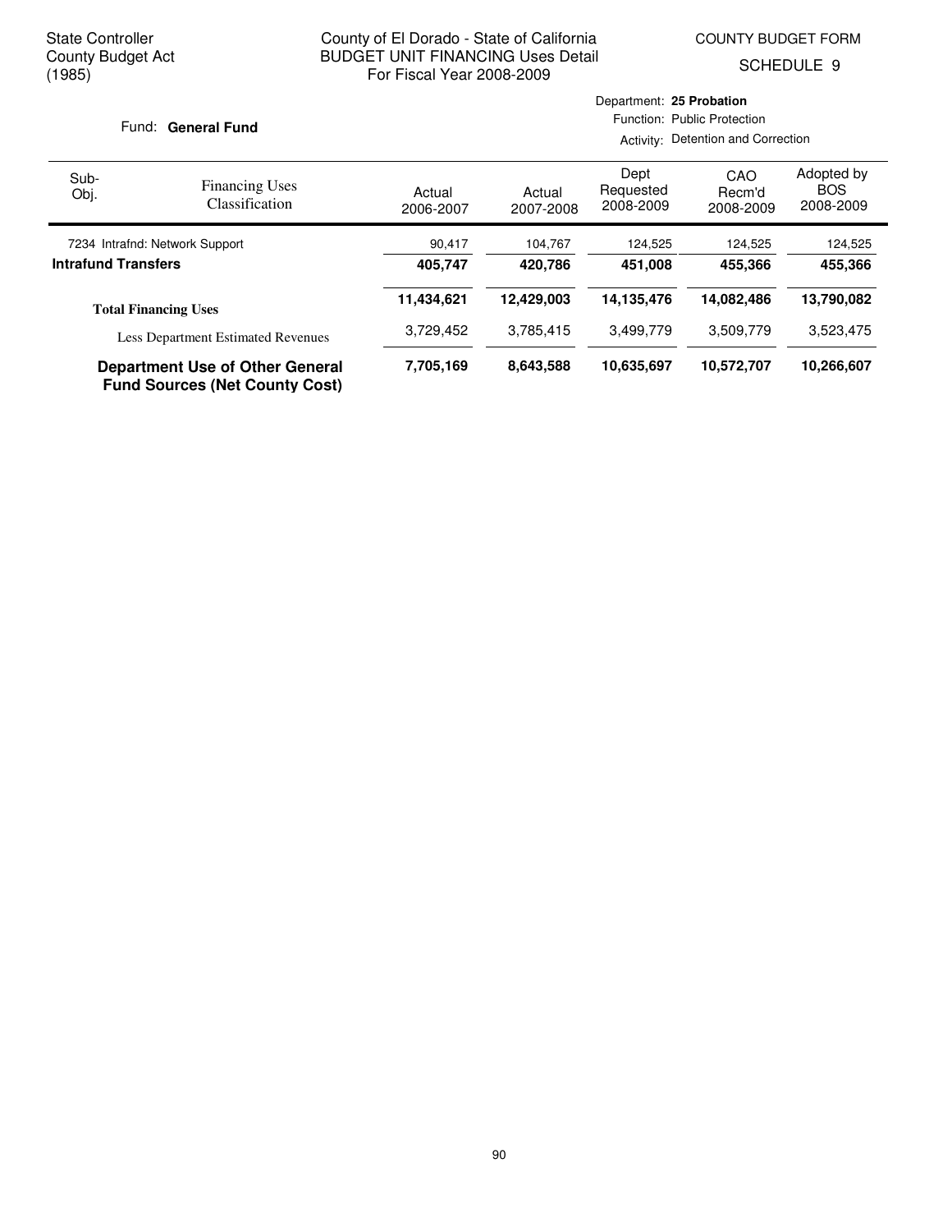State Controller
County Budget Act
(1985)

County of El Dorado - State of California
BUDGET UNIT FINANCING Uses Detail
For Fiscal Year 2008-2009

COUNTY BUDGET FORM
SCHEDULE 9

Fund: **General Fund**

Department: **25 Probation**
Function: Public Protection
Activity: Detention and Correction

| Sub-Obj. | Financing Uses Classification | Actual 2006-2007 | Actual 2007-2008 | Dept Requested 2008-2009 | CAO Recm'd 2008-2009 | Adopted by BOS 2008-2009 |
|---|---|---|---|---|---|---|
| 7234 | Intrafnd: Network Support | 90,417 | 104,767 | 124,525 | 124,525 | 124,525 |
| **Intrafund Transfers** | | **405,747** | **420,786** | **451,008** | **455,366** | **455,366** |
| **Total Financing Uses** | | **11,434,621** | **12,429,003** | **14,135,476** | **14,082,486** | **13,790,082** |
| | Less Department Estimated Revenues | 3,729,452 | 3,785,415 | 3,499,779 | 3,509,779 | 3,523,475 |
| **Department Use of Other General Fund Sources (Net County Cost)** | | **7,705,169** | **8,643,588** | **10,635,697** | **10,572,707** | **10,266,607** |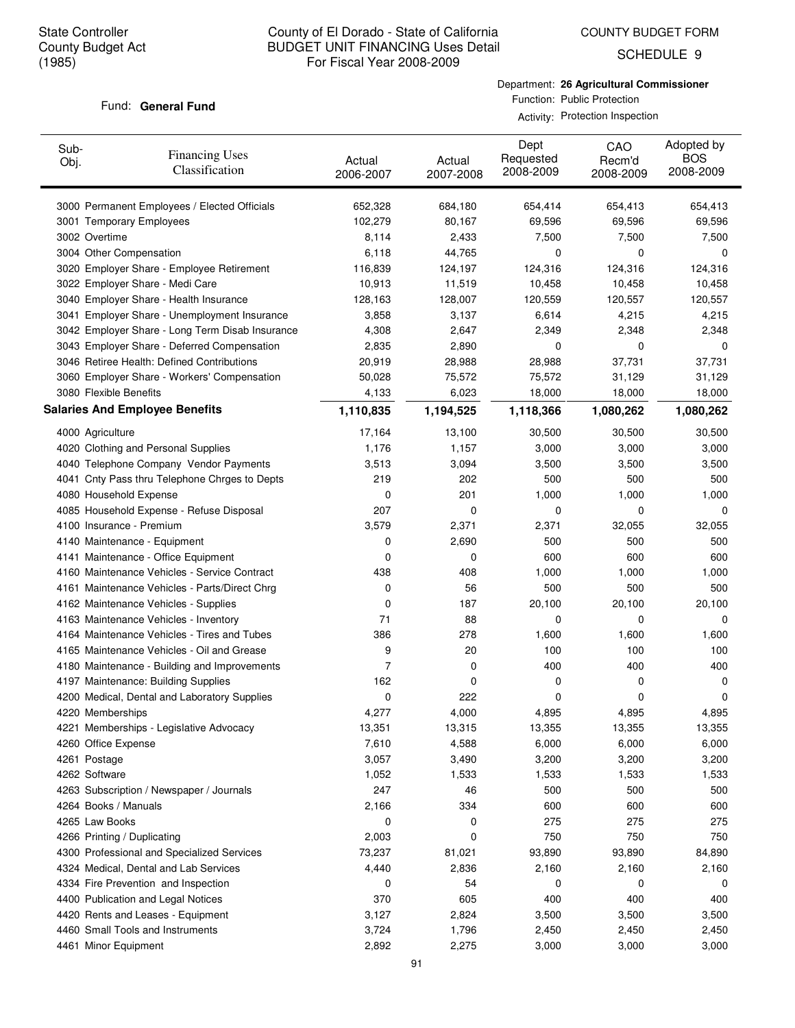State Controller
County Budget Act
(1985)

County of El Dorado - State of California
BUDGET UNIT FINANCING Uses Detail
For Fiscal Year 2008-2009

COUNTY BUDGET FORM
SCHEDULE 9

Fund: **General Fund**

Department: **26 Agricultural Commissioner**
Function: Public Protection
Activity: Protection Inspection

| Sub-Obj. | Financing Uses Classification | Actual 2006-2007 | Actual 2007-2008 | Dept Requested 2008-2009 | CAO Recm'd 2008-2009 | Adopted by BOS 2008-2009 |
|---|---|---|---|---|---|---|
| 3000 | Permanent Employees / Elected Officials | 652,328 | 684,180 | 654,414 | 654,413 | 654,413 |
| 3001 | Temporary Employees | 102,279 | 80,167 | 69,596 | 69,596 | 69,596 |
| 3002 | Overtime | 8,114 | 2,433 | 7,500 | 7,500 | 7,500 |
| 3004 | Other Compensation | 6,118 | 44,765 | 0 | 0 | 0 |
| 3020 | Employer Share - Employee Retirement | 116,839 | 124,197 | 124,316 | 124,316 | 124,316 |
| 3022 | Employer Share - Medi Care | 10,913 | 11,519 | 10,458 | 10,458 | 10,458 |
| 3040 | Employer Share - Health Insurance | 128,163 | 128,007 | 120,559 | 120,557 | 120,557 |
| 3041 | Employer Share - Unemployment Insurance | 3,858 | 3,137 | 6,614 | 4,215 | 4,215 |
| 3042 | Employer Share - Long Term Disab Insurance | 4,308 | 2,647 | 2,349 | 2,348 | 2,348 |
| 3043 | Employer Share - Deferred Compensation | 2,835 | 2,890 | 0 | 0 | 0 |
| 3046 | Retiree Health: Defined Contributions | 20,919 | 28,988 | 28,988 | 37,731 | 37,731 |
| 3060 | Employer Share - Workers' Compensation | 50,028 | 75,572 | 75,572 | 31,129 | 31,129 |
| 3080 | Flexible Benefits | 4,133 | 6,023 | 18,000 | 18,000 | 18,000 |
| **Salaries And Employee Benefits** | | **1,110,835** | **1,194,525** | **1,118,366** | **1,080,262** | **1,080,262** |
| 4000 | Agriculture | 17,164 | 13,100 | 30,500 | 30,500 | 30,500 |
| 4020 | Clothing and Personal Supplies | 1,176 | 1,157 | 3,000 | 3,000 | 3,000 |
| 4040 | Telephone Company Vendor Payments | 3,513 | 3,094 | 3,500 | 3,500 | 3,500 |
| 4041 | Cnty Pass thru Telephone Chrges to Depts | 219 | 202 | 500 | 500 | 500 |
| 4080 | Household Expense | 0 | 201 | 1,000 | 1,000 | 1,000 |
| 4085 | Household Expense - Refuse Disposal | 207 | 0 | 0 | 0 | 0 |
| 4100 | Insurance - Premium | 3,579 | 2,371 | 2,371 | 32,055 | 32,055 |
| 4140 | Maintenance - Equipment | 0 | 2,690 | 500 | 500 | 500 |
| 4141 | Maintenance - Office Equipment | 0 | 0 | 600 | 600 | 600 |
| 4160 | Maintenance Vehicles - Service Contract | 438 | 408 | 1,000 | 1,000 | 1,000 |
| 4161 | Maintenance Vehicles - Parts/Direct Chrg | 0 | 56 | 500 | 500 | 500 |
| 4162 | Maintenance Vehicles - Supplies | 0 | 187 | 20,100 | 20,100 | 20,100 |
| 4163 | Maintenance Vehicles - Inventory | 71 | 88 | 0 | 0 | 0 |
| 4164 | Maintenance Vehicles - Tires and Tubes | 386 | 278 | 1,600 | 1,600 | 1,600 |
| 4165 | Maintenance Vehicles - Oil and Grease | 9 | 20 | 100 | 100 | 100 |
| 4180 | Maintenance - Building and Improvements | 7 | 0 | 400 | 400 | 400 |
| 4197 | Maintenance: Building Supplies | 162 | 0 | 0 | 0 | 0 |
| 4200 | Medical, Dental and Laboratory Supplies | 0 | 222 | 0 | 0 | 0 |
| 4220 | Memberships | 4,277 | 4,000 | 4,895 | 4,895 | 4,895 |
| 4221 | Memberships - Legislative Advocacy | 13,351 | 13,315 | 13,355 | 13,355 | 13,355 |
| 4260 | Office Expense | 7,610 | 4,588 | 6,000 | 6,000 | 6,000 |
| 4261 | Postage | 3,057 | 3,490 | 3,200 | 3,200 | 3,200 |
| 4262 | Software | 1,052 | 1,533 | 1,533 | 1,533 | 1,533 |
| 4263 | Subscription / Newspaper / Journals | 247 | 46 | 500 | 500 | 500 |
| 4264 | Books / Manuals | 2,166 | 334 | 600 | 600 | 600 |
| 4265 | Law Books | 0 | 0 | 275 | 275 | 275 |
| 4266 | Printing / Duplicating | 2,003 | 0 | 750 | 750 | 750 |
| 4300 | Professional and Specialized Services | 73,237 | 81,021 | 93,890 | 93,890 | 84,890 |
| 4324 | Medical, Dental and Lab Services | 4,440 | 2,836 | 2,160 | 2,160 | 2,160 |
| 4334 | Fire Prevention and Inspection | 0 | 54 | 0 | 0 | 0 |
| 4400 | Publication and Legal Notices | 370 | 605 | 400 | 400 | 400 |
| 4420 | Rents and Leases - Equipment | 3,127 | 2,824 | 3,500 | 3,500 | 3,500 |
| 4460 | Small Tools and Instruments | 3,724 | 1,796 | 2,450 | 2,450 | 2,450 |
| 4461 | Minor Equipment | 2,892 | 2,275 | 3,000 | 3,000 | 3,000 |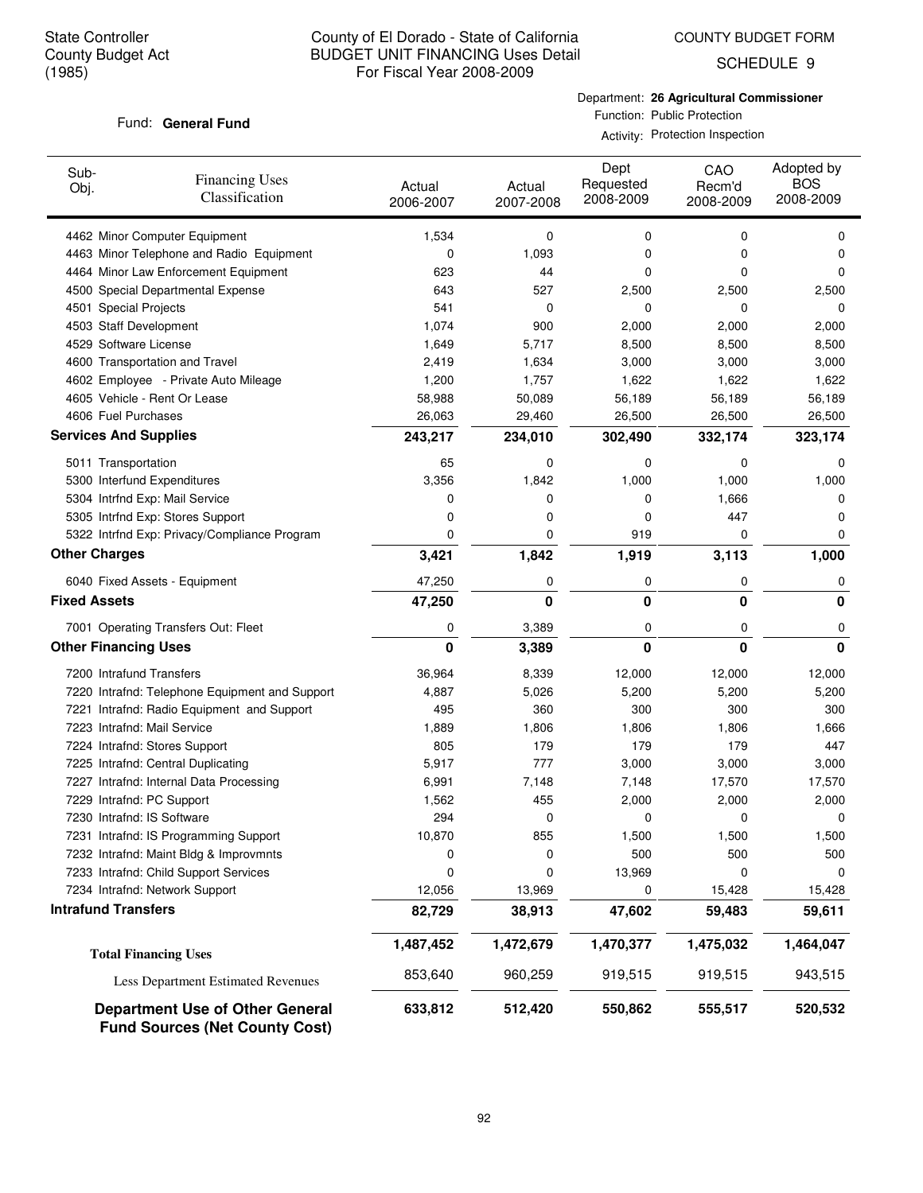State Controller
County Budget Act
(1985)

# County of El Dorado - State of California
## BUDGET UNIT FINANCING Uses Detail
For Fiscal Year 2008-2009

COUNTY BUDGET FORM
SCHEDULE 9

Fund: **General Fund**

Department: **26 Agricultural Commissioner**
Function: Public Protection
Activity: Protection Inspection

| Sub-Obj. | Financing Uses Classification | Actual 2006-2007 | Actual 2007-2008 | Dept Requested 2008-2009 | CAO Recm'd 2008-2009 | Adopted by BOS 2008-2009 |
|---|---|---|---|---|---|---|
| 4462 | Minor Computer Equipment | 1,534 | 0 | 0 | 0 | 0 |
| 4463 | Minor Telephone and Radio Equipment | 0 | 1,093 | 0 | 0 | 0 |
| 4464 | Minor Law Enforcement Equipment | 623 | 44 | 0 | 0 | 0 |
| 4500 | Special Departmental Expense | 643 | 527 | 2,500 | 2,500 | 2,500 |
| 4501 | Special Projects | 541 | 0 | 0 | 0 | 0 |
| 4503 | Staff Development | 1,074 | 900 | 2,000 | 2,000 | 2,000 |
| 4529 | Software License | 1,649 | 5,717 | 8,500 | 8,500 | 8,500 |
| 4600 | Transportation and Travel | 2,419 | 1,634 | 3,000 | 3,000 | 3,000 |
| 4602 | Employee - Private Auto Mileage | 1,200 | 1,757 | 1,622 | 1,622 | 1,622 |
| 4605 | Vehicle - Rent Or Lease | 58,988 | 50,089 | 56,189 | 56,189 | 56,189 |
| 4606 | Fuel Purchases | 26,063 | 29,460 | 26,500 | 26,500 | 26,500 |
| **Services And Supplies** | | **243,217** | **234,010** | **302,490** | **332,174** | **323,174** |
| 5011 | Transportation | 65 | 0 | 0 | 0 | 0 |
| 5300 | Interfund Expenditures | 3,356 | 1,842 | 1,000 | 1,000 | 1,000 |
| 5304 | Intrfnd Exp: Mail Service | 0 | 0 | 0 | 1,666 | 0 |
| 5305 | Intrfnd Exp: Stores Support | 0 | 0 | 0 | 447 | 0 |
| 5322 | Intrfnd Exp: Privacy/Compliance Program | 0 | 0 | 919 | 0 | 0 |
| **Other Charges** | | **3,421** | **1,842** | **1,919** | **3,113** | **1,000** |
| 6040 | Fixed Assets - Equipment | 47,250 | 0 | 0 | 0 | 0 |
| **Fixed Assets** | | **47,250** | **0** | **0** | **0** | **0** |
| 7001 | Operating Transfers Out: Fleet | 0 | 3,389 | 0 | 0 | 0 |
| **Other Financing Uses** | | **0** | **3,389** | **0** | **0** | **0** |
| 7200 | Intrafund Transfers | 36,964 | 8,339 | 12,000 | 12,000 | 12,000 |
| 7220 | Intrafnd: Telephone Equipment and Support | 4,887 | 5,026 | 5,200 | 5,200 | 5,200 |
| 7221 | Intrafnd: Radio Equipment and Support | 495 | 360 | 300 | 300 | 300 |
| 7223 | Intrafnd: Mail Service | 1,889 | 1,806 | 1,806 | 1,806 | 1,666 |
| 7224 | Intrafnd: Stores Support | 805 | 179 | 179 | 179 | 447 |
| 7225 | Intrafnd: Central Duplicating | 5,917 | 777 | 3,000 | 3,000 | 3,000 |
| 7227 | Intrafnd: Internal Data Processing | 6,991 | 7,148 | 7,148 | 17,570 | 17,570 |
| 7229 | Intrafnd: PC Support | 1,562 | 455 | 2,000 | 2,000 | 2,000 |
| 7230 | Intrafnd: IS Software | 294 | 0 | 0 | 0 | 0 |
| 7231 | Intrafnd: IS Programming Support | 10,870 | 855 | 1,500 | 1,500 | 1,500 |
| 7232 | Intrafnd: Maint Bldg & Improvmnts | 0 | 0 | 500 | 500 | 500 |
| 7233 | Intrafnd: Child Support Services | 0 | 0 | 13,969 | 0 | 0 |
| 7234 | Intrafnd: Network Support | 12,056 | 13,969 | 0 | 15,428 | 15,428 |
| **Intrafund Transfers** | | **82,729** | **38,913** | **47,602** | **59,483** | **59,611** |
| **Total Financing Uses** | | **1,487,452** | **1,472,679** | **1,470,377** | **1,475,032** | **1,464,047** |
| Less Department Estimated Revenues | | 853,640 | 960,259 | 919,515 | 919,515 | 943,515 |
| **Department Use of Other General Fund Sources (Net County Cost)** | | **633,812** | **512,420** | **550,862** | **555,517** | **520,532** |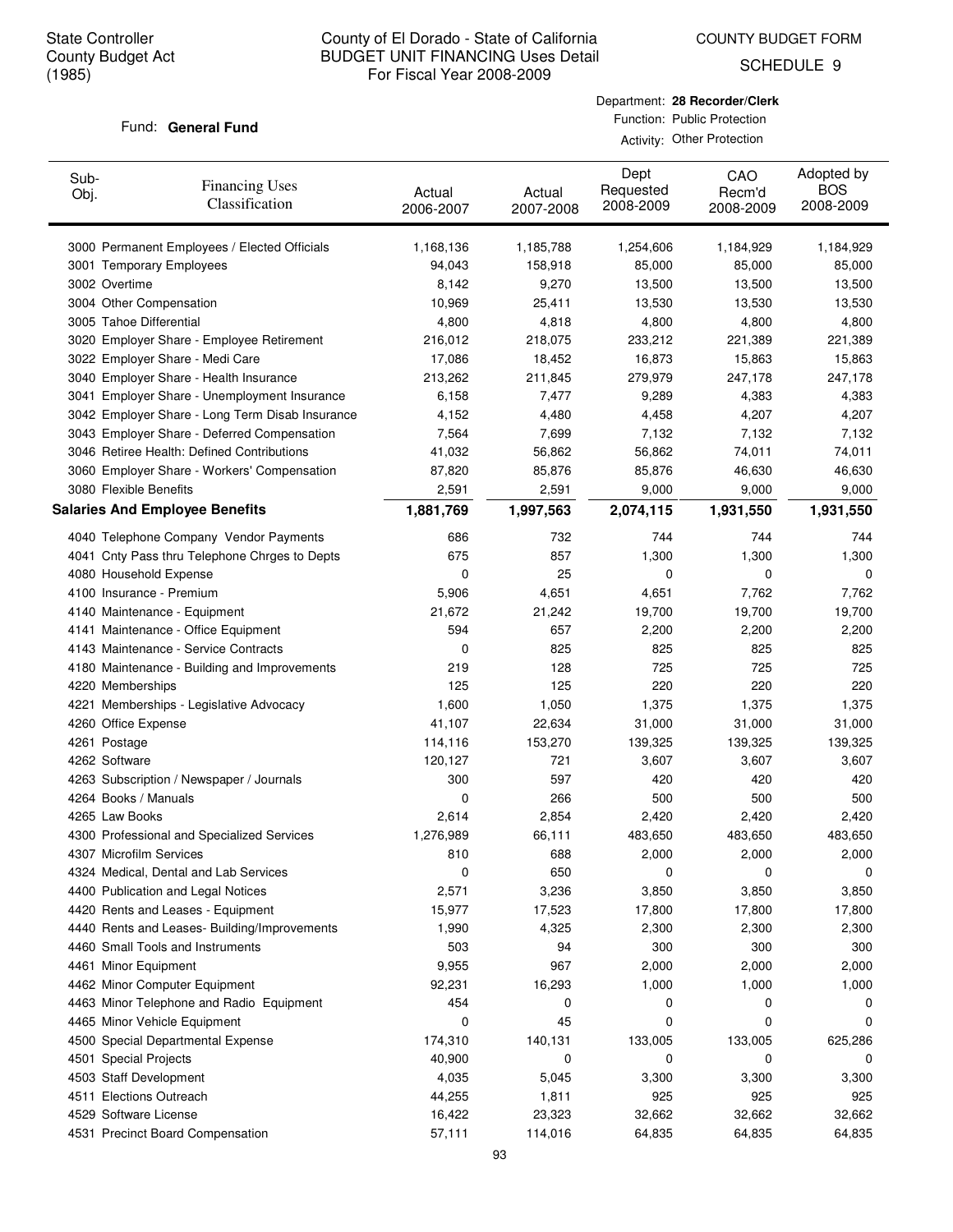State Controller
County Budget Act
(1985)

County of El Dorado - State of California
BUDGET UNIT FINANCING Uses Detail
For Fiscal Year 2008-2009

COUNTY BUDGET FORM
SCHEDULE 9

Fund: **General Fund**

Department: **28 Recorder/Clerk**
Function: Public Protection
Activity: Other Protection

| Sub-Obj. | Financing Uses Classification | Actual 2006-2007 | Actual 2007-2008 | Dept Requested 2008-2009 | CAO Recm'd 2008-2009 | Adopted by BOS 2008-2009 |
|---|---|---|---|---|---|---|
| 3000 | Permanent Employees / Elected Officials | 1,168,136 | 1,185,788 | 1,254,606 | 1,184,929 | 1,184,929 |
| 3001 | Temporary Employees | 94,043 | 158,918 | 85,000 | 85,000 | 85,000 |
| 3002 | Overtime | 8,142 | 9,270 | 13,500 | 13,500 | 13,500 |
| 3004 | Other Compensation | 10,969 | 25,411 | 13,530 | 13,530 | 13,530 |
| 3005 | Tahoe Differential | 4,800 | 4,818 | 4,800 | 4,800 | 4,800 |
| 3020 | Employer Share - Employee Retirement | 216,012 | 218,075 | 233,212 | 221,389 | 221,389 |
| 3022 | Employer Share - Medi Care | 17,086 | 18,452 | 16,873 | 15,863 | 15,863 |
| 3040 | Employer Share - Health Insurance | 213,262 | 211,845 | 279,979 | 247,178 | 247,178 |
| 3041 | Employer Share - Unemployment Insurance | 6,158 | 7,477 | 9,289 | 4,383 | 4,383 |
| 3042 | Employer Share - Long Term Disab Insurance | 4,152 | 4,480 | 4,458 | 4,207 | 4,207 |
| 3043 | Employer Share - Deferred Compensation | 7,564 | 7,699 | 7,132 | 7,132 | 7,132 |
| 3046 | Retiree Health: Defined Contributions | 41,032 | 56,862 | 56,862 | 74,011 | 74,011 |
| 3060 | Employer Share - Workers' Compensation | 87,820 | 85,876 | 85,876 | 46,630 | 46,630 |
| 3080 | Flexible Benefits | 2,591 | 2,591 | 9,000 | 9,000 | 9,000 |
| **Salaries And Employee Benefits** | | **1,881,769** | **1,997,563** | **2,074,115** | **1,931,550** | **1,931,550** |
| 4040 | Telephone Company Vendor Payments | 686 | 732 | 744 | 744 | 744 |
| 4041 | Cnty Pass thru Telephone Chrges to Depts | 675 | 857 | 1,300 | 1,300 | 1,300 |
| 4080 | Household Expense | 0 | 25 | 0 | 0 | 0 |
| 4100 | Insurance - Premium | 5,906 | 4,651 | 4,651 | 7,762 | 7,762 |
| 4140 | Maintenance - Equipment | 21,672 | 21,242 | 19,700 | 19,700 | 19,700 |
| 4141 | Maintenance - Office Equipment | 594 | 657 | 2,200 | 2,200 | 2,200 |
| 4143 | Maintenance - Service Contracts | 0 | 825 | 825 | 825 | 825 |
| 4180 | Maintenance - Building and Improvements | 219 | 128 | 725 | 725 | 725 |
| 4220 | Memberships | 125 | 125 | 220 | 220 | 220 |
| 4221 | Memberships - Legislative Advocacy | 1,600 | 1,050 | 1,375 | 1,375 | 1,375 |
| 4260 | Office Expense | 41,107 | 22,634 | 31,000 | 31,000 | 31,000 |
| 4261 | Postage | 114,116 | 153,270 | 139,325 | 139,325 | 139,325 |
| 4262 | Software | 120,127 | 721 | 3,607 | 3,607 | 3,607 |
| 4263 | Subscription / Newspaper / Journals | 300 | 597 | 420 | 420 | 420 |
| 4264 | Books / Manuals | 0 | 266 | 500 | 500 | 500 |
| 4265 | Law Books | 2,614 | 2,854 | 2,420 | 2,420 | 2,420 |
| 4300 | Professional and Specialized Services | 1,276,989 | 66,111 | 483,650 | 483,650 | 483,650 |
| 4307 | Microfilm Services | 810 | 688 | 2,000 | 2,000 | 2,000 |
| 4324 | Medical, Dental and Lab Services | 0 | 650 | 0 | 0 | 0 |
| 4400 | Publication and Legal Notices | 2,571 | 3,236 | 3,850 | 3,850 | 3,850 |
| 4420 | Rents and Leases - Equipment | 15,977 | 17,523 | 17,800 | 17,800 | 17,800 |
| 4440 | Rents and Leases- Building/Improvements | 1,990 | 4,325 | 2,300 | 2,300 | 2,300 |
| 4460 | Small Tools and Instruments | 503 | 94 | 300 | 300 | 300 |
| 4461 | Minor Equipment | 9,955 | 967 | 2,000 | 2,000 | 2,000 |
| 4462 | Minor Computer Equipment | 92,231 | 16,293 | 1,000 | 1,000 | 1,000 |
| 4463 | Minor Telephone and Radio Equipment | 454 | 0 | 0 | 0 | 0 |
| 4465 | Minor Vehicle Equipment | 0 | 45 | 0 | 0 | 0 |
| 4500 | Special Departmental Expense | 174,310 | 140,131 | 133,005 | 133,005 | 625,286 |
| 4501 | Special Projects | 40,900 | 0 | 0 | 0 | 0 |
| 4503 | Staff Development | 4,035 | 5,045 | 3,300 | 3,300 | 3,300 |
| 4511 | Elections Outreach | 44,255 | 1,811 | 925 | 925 | 925 |
| 4529 | Software License | 16,422 | 23,323 | 32,662 | 32,662 | 32,662 |
| 4531 | Precinct Board Compensation | 57,111 | 114,016 | 64,835 | 64,835 | 64,835 |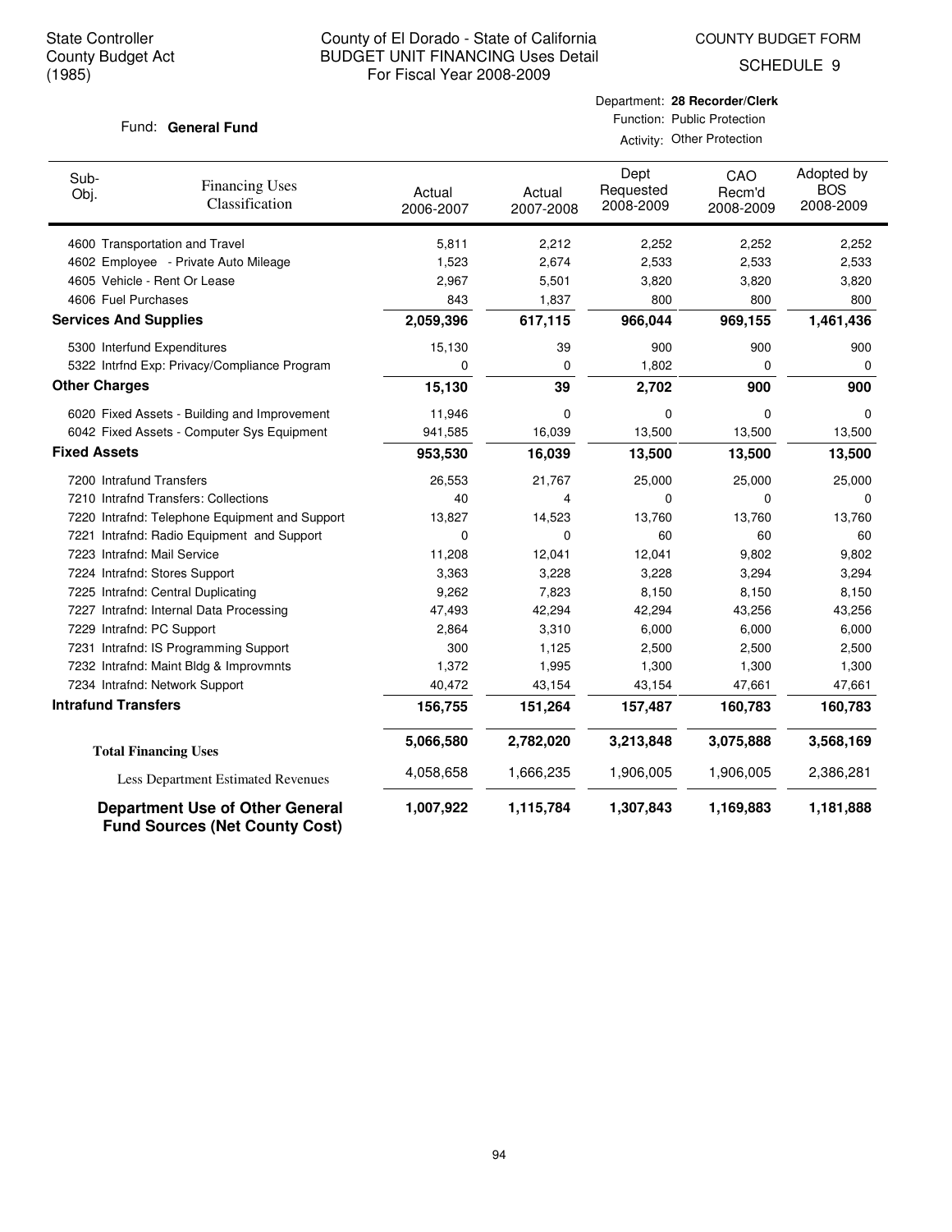State Controller
County Budget Act
(1985)

# County of El Dorado - State of California
## BUDGET UNIT FINANCING Uses Detail
For Fiscal Year 2008-2009

COUNTY BUDGET FORM

SCHEDULE 9

Fund: **General Fund**

Department: **28 Recorder/Clerk**
Function: Public Protection
Activity: Other Protection

| Sub-Obj. | Financing Uses Classification | Actual 2006-2007 | Actual 2007-2008 | Dept Requested 2008-2009 | CAO Recm'd 2008-2009 | Adopted by BOS 2008-2009 |
|---|---|---|---|---|---|---|
| 4600 | Transportation and Travel | 5,811 | 2,212 | 2,252 | 2,252 | 2,252 |
| 4602 | Employee - Private Auto Mileage | 1,523 | 2,674 | 2,533 | 2,533 | 2,533 |
| 4605 | Vehicle - Rent Or Lease | 2,967 | 5,501 | 3,820 | 3,820 | 3,820 |
| 4606 | Fuel Purchases | 843 | 1,837 | 800 | 800 | 800 |
| **Services And Supplies** | | **2,059,396** | **617,115** | **966,044** | **969,155** | **1,461,436** |
| 5300 | Interfund Expenditures | 15,130 | 39 | 900 | 900 | 900 |
| 5322 | Intrfnd Exp: Privacy/Compliance Program | 0 | 0 | 1,802 | 0 | 0 |
| **Other Charges** | | **15,130** | **39** | **2,702** | **900** | **900** |
| 6020 | Fixed Assets - Building and Improvement | 11,946 | 0 | 0 | 0 | 0 |
| 6042 | Fixed Assets - Computer Sys Equipment | 941,585 | 16,039 | 13,500 | 13,500 | 13,500 |
| **Fixed Assets** | | **953,530** | **16,039** | **13,500** | **13,500** | **13,500** |
| 7200 | Intrafund Transfers | 26,553 | 21,767 | 25,000 | 25,000 | 25,000 |
| 7210 | Intrafnd Transfers: Collections | 40 | 4 | 0 | 0 | 0 |
| 7220 | Intrafnd: Telephone Equipment and Support | 13,827 | 14,523 | 13,760 | 13,760 | 13,760 |
| 7221 | Intrafnd: Radio Equipment and Support | 0 | 0 | 60 | 60 | 60 |
| 7223 | Intrafnd: Mail Service | 11,208 | 12,041 | 12,041 | 9,802 | 9,802 |
| 7224 | Intrafnd: Stores Support | 3,363 | 3,228 | 3,228 | 3,294 | 3,294 |
| 7225 | Intrafnd: Central Duplicating | 9,262 | 7,823 | 8,150 | 8,150 | 8,150 |
| 7227 | Intrafnd: Internal Data Processing | 47,493 | 42,294 | 42,294 | 43,256 | 43,256 |
| 7229 | Intrafnd: PC Support | 2,864 | 3,310 | 6,000 | 6,000 | 6,000 |
| 7231 | Intrafnd: IS Programming Support | 300 | 1,125 | 2,500 | 2,500 | 2,500 |
| 7232 | Intrafnd: Maint Bldg & Improvmnts | 1,372 | 1,995 | 1,300 | 1,300 | 1,300 |
| 7234 | Intrafnd: Network Support | 40,472 | 43,154 | 43,154 | 47,661 | 47,661 |
| **Intrafund Transfers** | | **156,755** | **151,264** | **157,487** | **160,783** | **160,783** |
| **Total Financing Uses** | | **5,066,580** | **2,782,020** | **3,213,848** | **3,075,888** | **3,568,169** |
| Less Department Estimated Revenues | | 4,058,658 | 1,666,235 | 1,906,005 | 1,906,005 | 2,386,281 |
| **Department Use of Other General Fund Sources (Net County Cost)** | | **1,007,922** | **1,115,784** | **1,307,843** | **1,169,883** | **1,181,888** |